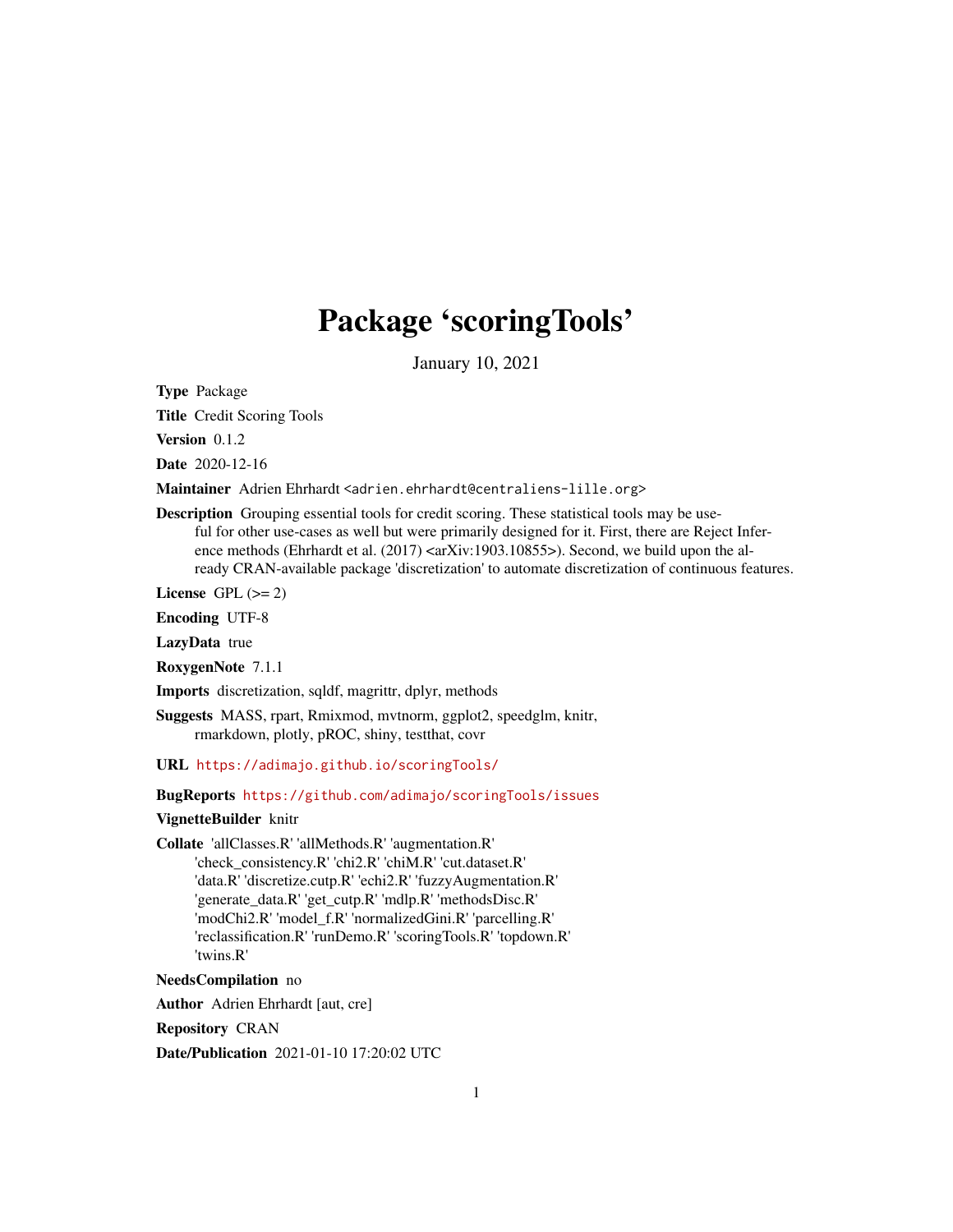# Package 'scoringTools'

January 10, 2021

**Type** Package

**Title** Credit Scoring Tools

**Version** 0.1.2

**Date** 2020-12-16

**Maintainer** Adrien Ehrhardt <adrien.ehrhardt@centraliens-lille.org>

**Description** Grouping essential tools for credit scoring. These statistical tools may be useful for other use-cases as well but were primarily designed for it. First, there are Reject Inference methods (Ehrhardt et al. (2017) <arXiv:1903.10855>). Second, we build upon the already CRAN-available package 'discretization' to automate discretization of continuous features.

**License** GPL (>= 2)

**Encoding** UTF-8

**LazyData** true

**RoxygenNote** 7.1.1

**Imports** discretization, sqldf, magrittr, dplyr, methods

**Suggests** MASS, rpart, Rmixmod, mvtnorm, ggplot2, speedglm, knitr, rmarkdown, plotly, pROC, shiny, testthat, covr

**URL** https://adimajo.github.io/scoringTools/

**BugReports** https://github.com/adimajo/scoringTools/issues

**VignetteBuilder** knitr

**Collate** 'allClasses.R' 'allMethods.R' 'augmentation.R' 'check_consistency.R' 'chi2.R' 'chiM.R' 'cut.dataset.R' 'data.R' 'discretize.cutp.R' 'echi2.R' 'fuzzyAugmentation.R' 'generate_data.R' 'get_cutp.R' 'mdlp.R' 'methodsDisc.R' 'modChi2.R' 'model_f.R' 'normalizedGini.R' 'parcelling.R' 'reclassification.R' 'runDemo.R' 'scoringTools.R' 'topdown.R' 'twins.R'

**NeedsCompilation** no

**Author** Adrien Ehrhardt [aut, cre]

**Repository** CRAN

**Date/Publication** 2021-01-10 17:20:02 UTC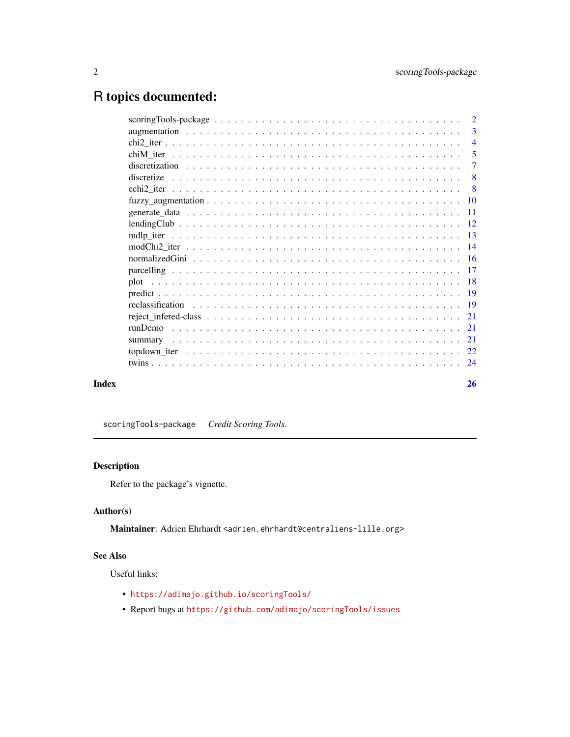# R topics documented:

| | |
|---|---|
| scoringTools-package | 2 |
| augmentation | 3 |
| chi2_iter | 4 |
| chiM_iter | 5 |
| discretization | 7 |
| discretize | 8 |
| echi2_iter | 8 |
| fuzzy_augmentation | 10 |
| generate_data | 11 |
| lendingClub | 12 |
| mdlp_iter | 13 |
| modChi2_iter | 14 |
| normalizedGini | 16 |
| parcelling | 17 |
| plot | 18 |
| predict | 19 |
| reclassification | 19 |
| reject_infered-class | 21 |
| runDemo | 21 |
| summary | 21 |
| topdown_iter | 22 |
| twins | 24 |
| **Index** | **26** |

---

`scoringTools-package` *Credit Scoring Tools.*

---

### Description

Refer to the package's vignette.

### Author(s)

**Maintainer**: Adrien Ehrhardt <adrien.ehrhardt@centraliens-lille.org>

### See Also

Useful links:

- https://adimajo.github.io/scoringTools/
- Report bugs at https://github.com/adimajo/scoringTools/issues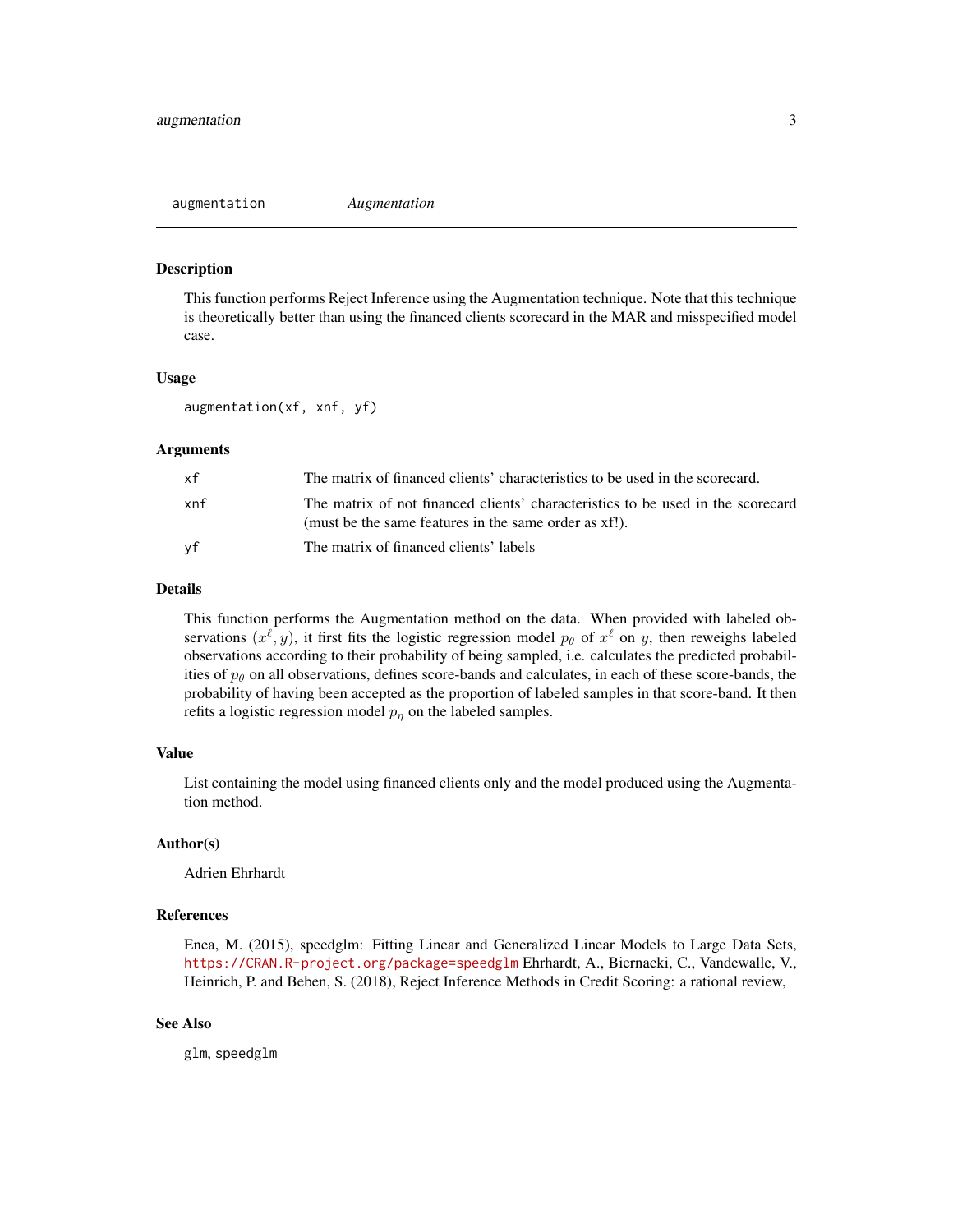## augmentation *Augmentation*

### Description

This function performs Reject Inference using the Augmentation technique. Note that this technique is theoretically better than using the financed clients scorecard in the MAR and misspecified model case.

### Usage

```
augmentation(xf, xnf, yf)
```

### Arguments

| | |
|---|---|
| xf | The matrix of financed clients' characteristics to be used in the scorecard. |
| xnf | The matrix of not financed clients' characteristics to be used in the scorecard (must be the same features in the same order as xf!). |
| yf | The matrix of financed clients' labels |

### Details

This function performs the Augmentation method on the data. When provided with labeled observations $(x^\ell, y)$, it first fits the logistic regression model $p_\theta$ of $x^\ell$ on $y$, then reweighs labeled observations according to their probability of being sampled, i.e. calculates the predicted probabilities of $p_\theta$ on all observations, defines score-bands and calculates, in each of these score-bands, the probability of having been accepted as the proportion of labeled samples in that score-band. It then refits a logistic regression model $p_\eta$ on the labeled samples.

### Value

List containing the model using financed clients only and the model produced using the Augmentation method.

### Author(s)

Adrien Ehrhardt

### References

Enea, M. (2015), speedglm: Fitting Linear and Generalized Linear Models to Large Data Sets, https://CRAN.R-project.org/package=speedglm Ehrhardt, A., Biernacki, C., Vandewalle, V., Heinrich, P. and Beben, S. (2018), Reject Inference Methods in Credit Scoring: a rational review,

### See Also

glm, speedglm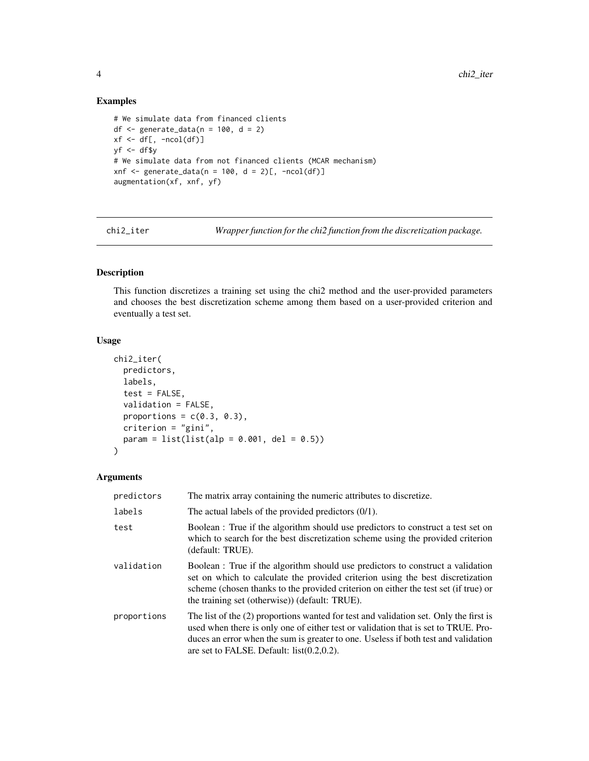## Examples

```
# We simulate data from financed clients
df <- generate_data(n = 100, d = 2)
xf <- df[, -ncol(df)]
yf <- df$y
# We simulate data from not financed clients (MCAR mechanism)
xnf <- generate_data(n = 100, d = 2)[, -ncol(df)]
augmentation(xf, xnf, yf)
```

---

## chi2_iter — *Wrapper function for the chi2 function from the discretization package.*

### Description

This function discretizes a training set using the chi2 method and the user-provided parameters and chooses the best discretization scheme among them based on a user-provided criterion and eventually a test set.

### Usage

```
chi2_iter(
  predictors,
  labels,
  test = FALSE,
  validation = FALSE,
  proportions = c(0.3, 0.3),
  criterion = "gini",
  param = list(list(alp = 0.001, del = 0.5))
)
```

### Arguments

| | |
|---|---|
| predictors | The matrix array containing the numeric attributes to discretize. |
| labels | The actual labels of the provided predictors (0/1). |
| test | Boolean : True if the algorithm should use predictors to construct a test set on which to search for the best discretization scheme using the provided criterion (default: TRUE). |
| validation | Boolean : True if the algorithm should use predictors to construct a validation set on which to calculate the provided criterion using the best discretization scheme (chosen thanks to the provided criterion on either the test set (if true) or the training set (otherwise)) (default: TRUE). |
| proportions | The list of the (2) proportions wanted for test and validation set. Only the first is used when there is only one of either test or validation that is set to TRUE. Produces an error when the sum is greater to one. Useless if both test and validation are set to FALSE. Default: list(0.2,0.2). |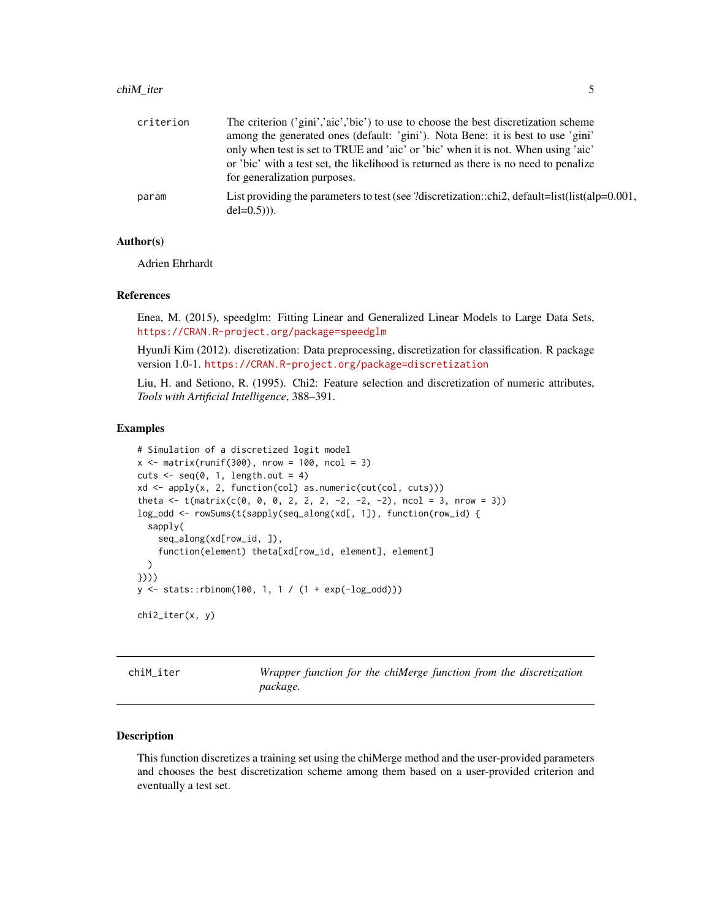| | |
|---|---|
| criterion | The criterion ('gini','aic','bic') to use to choose the best discretization scheme among the generated ones (default: 'gini'). Nota Bene: it is best to use 'gini' only when test is set to TRUE and 'aic' or 'bic' when it is not. When using 'aic' or 'bic' with a test set, the likelihood is returned as there is no need to penalize for generalization purposes. |
| param | List providing the parameters to test (see ?discretization::chi2, default=list(list(alp=0.001, del=0.5))). |

### Author(s)

Adrien Ehrhardt

### References

Enea, M. (2015), speedglm: Fitting Linear and Generalized Linear Models to Large Data Sets, https://CRAN.R-project.org/package=speedglm

HyunJi Kim (2012). discretization: Data preprocessing, discretization for classification. R package version 1.0-1. https://CRAN.R-project.org/package=discretization

Liu, H. and Setiono, R. (1995). Chi2: Feature selection and discretization of numeric attributes, *Tools with Artificial Intelligence*, 388–391.

### Examples

```
# Simulation of a discretized logit model
x <- matrix(runif(300), nrow = 100, ncol = 3)
cuts <- seq(0, 1, length.out = 4)
xd <- apply(x, 2, function(col) as.numeric(cut(col, cuts)))
theta <- t(matrix(c(0, 0, 0, 2, 2, 2, -2, -2, -2), ncol = 3, nrow = 3))
log_odd <- rowSums(t(sapply(seq_along(xd[, 1]), function(row_id) {
  sapply(
    seq_along(xd[row_id, ]),
    function(element) theta[xd[row_id, element], element]
  )
})))
y <- stats::rbinom(100, 1, 1 / (1 + exp(-log_odd)))

chi2_iter(x, y)
```

## chiM_iter — *Wrapper function for the chiMerge function from the discretization package.*

### Description

This function discretizes a training set using the chiMerge method and the user-provided parameters and chooses the best discretization scheme among them based on a user-provided criterion and eventually a test set.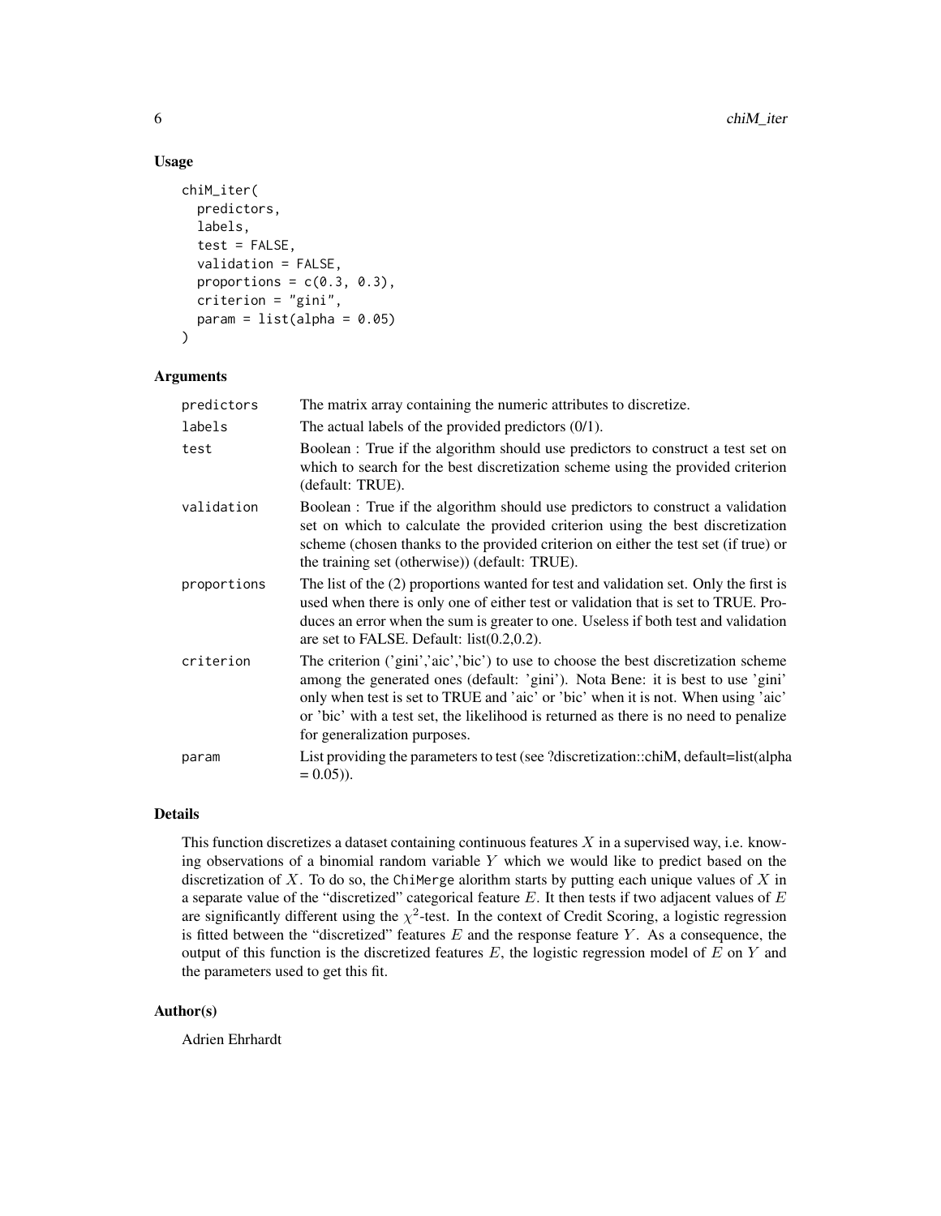## Usage

```
chiM_iter(
  predictors,
  labels,
  test = FALSE,
  validation = FALSE,
  proportions = c(0.3, 0.3),
  criterion = "gini",
  param = list(alpha = 0.05)
)
```

## Arguments

| | |
|---|---|
| `predictors` | The matrix array containing the numeric attributes to discretize. |
| `labels` | The actual labels of the provided predictors (0/1). |
| `test` | Boolean : True if the algorithm should use predictors to construct a test set on which to search for the best discretization scheme using the provided criterion (default: TRUE). |
| `validation` | Boolean : True if the algorithm should use predictors to construct a validation set on which to calculate the provided criterion using the best discretization scheme (chosen thanks to the provided criterion on either the test set (if true) or the training set (otherwise)) (default: TRUE). |
| `proportions` | The list of the (2) proportions wanted for test and validation set. Only the first is used when there is only one of either test or validation that is set to TRUE. Produces an error when the sum is greater to one. Useless if both test and validation are set to FALSE. Default: list(0.2,0.2). |
| `criterion` | The criterion ('gini','aic','bic') to use to choose the best discretization scheme among the generated ones (default: 'gini'). Nota Bene: it is best to use 'gini' only when test is set to TRUE and 'aic' or 'bic' when it is not. When using 'aic' or 'bic' with a test set, the likelihood is returned as there is no need to penalize for generalization purposes. |
| `param` | List providing the parameters to test (see ?discretization::chiM, default=list(alpha = 0.05)). |

## Details

This function discretizes a dataset containing continuous features $X$ in a supervised way, i.e. knowing observations of a binomial random variable $Y$ which we would like to predict based on the discretization of $X$. To do so, the `ChiMerge` alorithm starts by putting each unique values of $X$ in a separate value of the "discretized" categorical feature $E$. It then tests if two adjacent values of $E$ are significantly different using the $\chi^2$-test. In the context of Credit Scoring, a logistic regression is fitted between the "discretized" features $E$ and the response feature $Y$. As a consequence, the output of this function is the discretized features $E$, the logistic regression model of $E$ on $Y$ and the parameters used to get this fit.

## Author(s)

Adrien Ehrhardt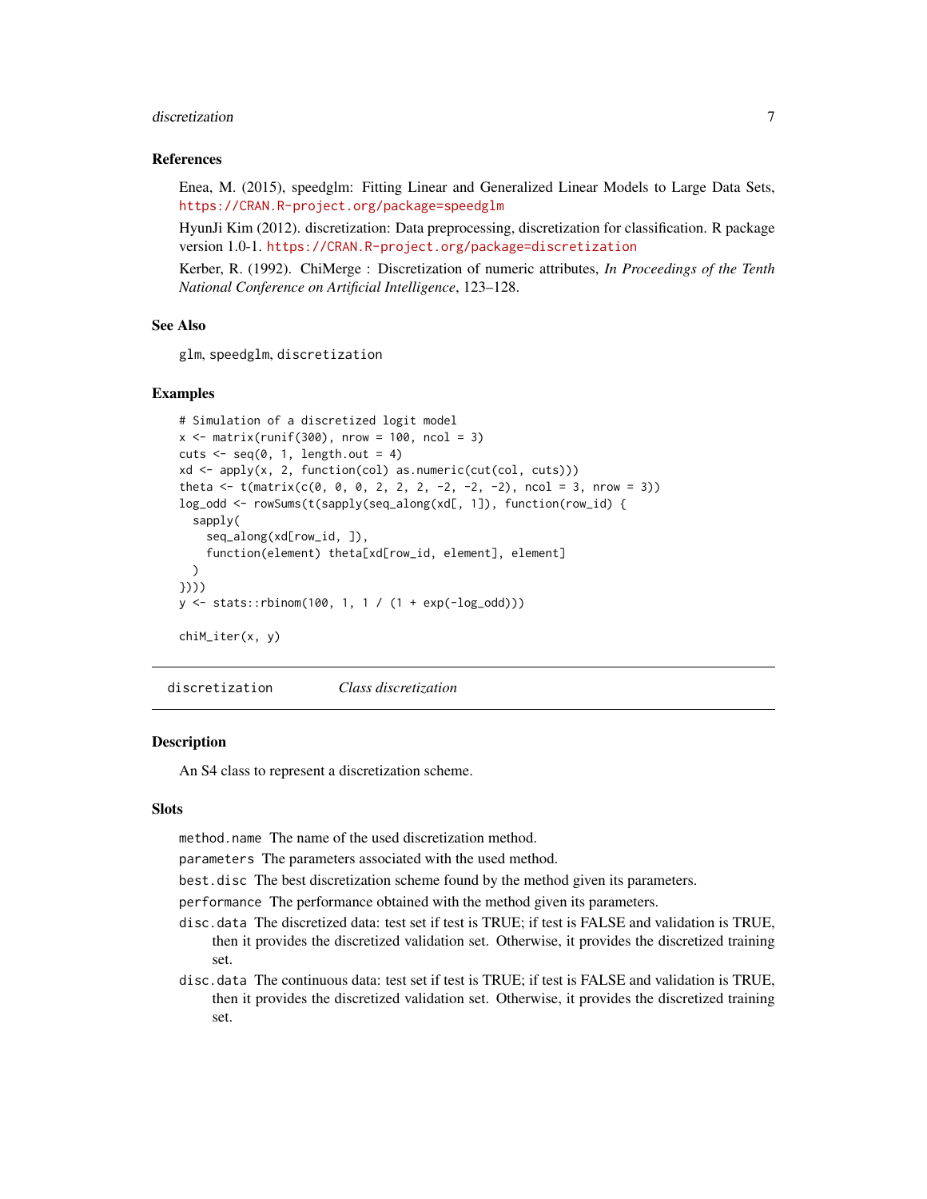### References

Enea, M. (2015), speedglm: Fitting Linear and Generalized Linear Models to Large Data Sets, https://CRAN.R-project.org/package=speedglm

HyunJi Kim (2012). discretization: Data preprocessing, discretization for classification. R package version 1.0-1. https://CRAN.R-project.org/package=discretization

Kerber, R. (1992). ChiMerge : Discretization of numeric attributes, *In Proceedings of the Tenth National Conference on Artificial Intelligence*, 123–128.

### See Also

glm, speedglm, discretization

### Examples

```
# Simulation of a discretized logit model
x <- matrix(runif(300), nrow = 100, ncol = 3)
cuts <- seq(0, 1, length.out = 4)
xd <- apply(x, 2, function(col) as.numeric(cut(col, cuts)))
theta <- t(matrix(c(0, 0, 0, 2, 2, 2, -2, -2, -2), ncol = 3, nrow = 3))
log_odd <- rowSums(t(sapply(seq_along(xd[, 1]), function(row_id) {
  sapply(
    seq_along(xd[row_id, ]),
    function(element) theta[xd[row_id, element], element]
  )
})))
y <- stats::rbinom(100, 1, 1 / (1 + exp(-log_odd)))

chiM_iter(x, y)
```

---

## discretization — *Class discretization*

### Description

An S4 class to represent a discretization scheme.

### Slots

- `method.name` The name of the used discretization method.
- `parameters` The parameters associated with the used method.
- `best.disc` The best discretization scheme found by the method given its parameters.
- `performance` The performance obtained with the method given its parameters.
- `disc.data` The discretized data: test set if test is TRUE; if test is FALSE and validation is TRUE, then it provides the discretized validation set. Otherwise, it provides the discretized training set.
- `disc.data` The continuous data: test set if test is TRUE; if test is FALSE and validation is TRUE, then it provides the discretized validation set. Otherwise, it provides the discretized training set.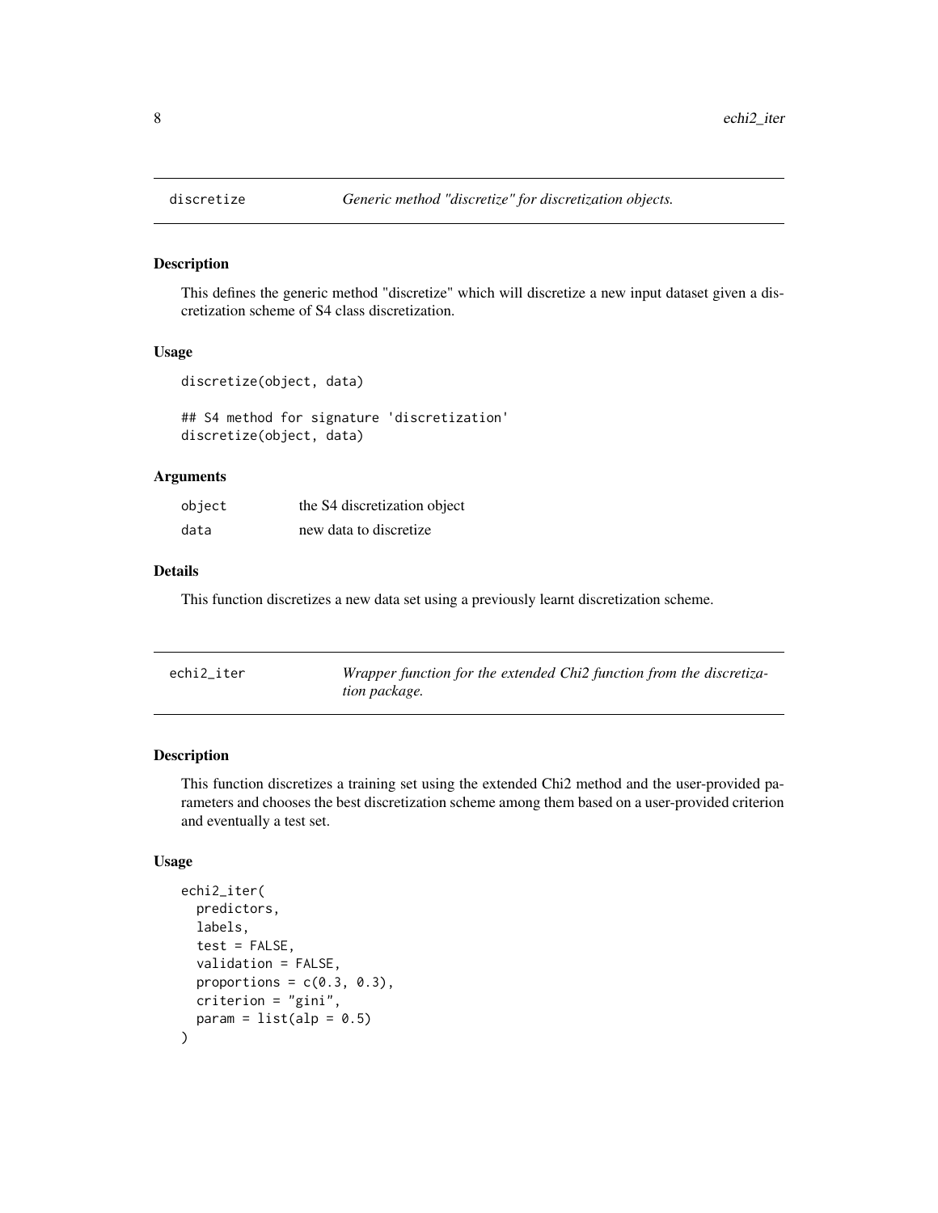## discretize — *Generic method "discretize" for discretization objects.*

### Description

This defines the generic method "discretize" which will discretize a new input dataset given a discretization scheme of S4 class discretization.

### Usage

```
discretize(object, data)

## S4 method for signature 'discretization'
discretize(object, data)
```

### Arguments

| | |
|---|---|
| object | the S4 discretization object |
| data | new data to discretize |

### Details

This function discretizes a new data set using a previously learnt discretization scheme.

## echi2_iter — *Wrapper function for the extended Chi2 function from the discretization package.*

### Description

This function discretizes a training set using the extended Chi2 method and the user-provided parameters and chooses the best discretization scheme among them based on a user-provided criterion and eventually a test set.

### Usage

```
echi2_iter(
  predictors,
  labels,
  test = FALSE,
  validation = FALSE,
  proportions = c(0.3, 0.3),
  criterion = "gini",
  param = list(alp = 0.5)
)
```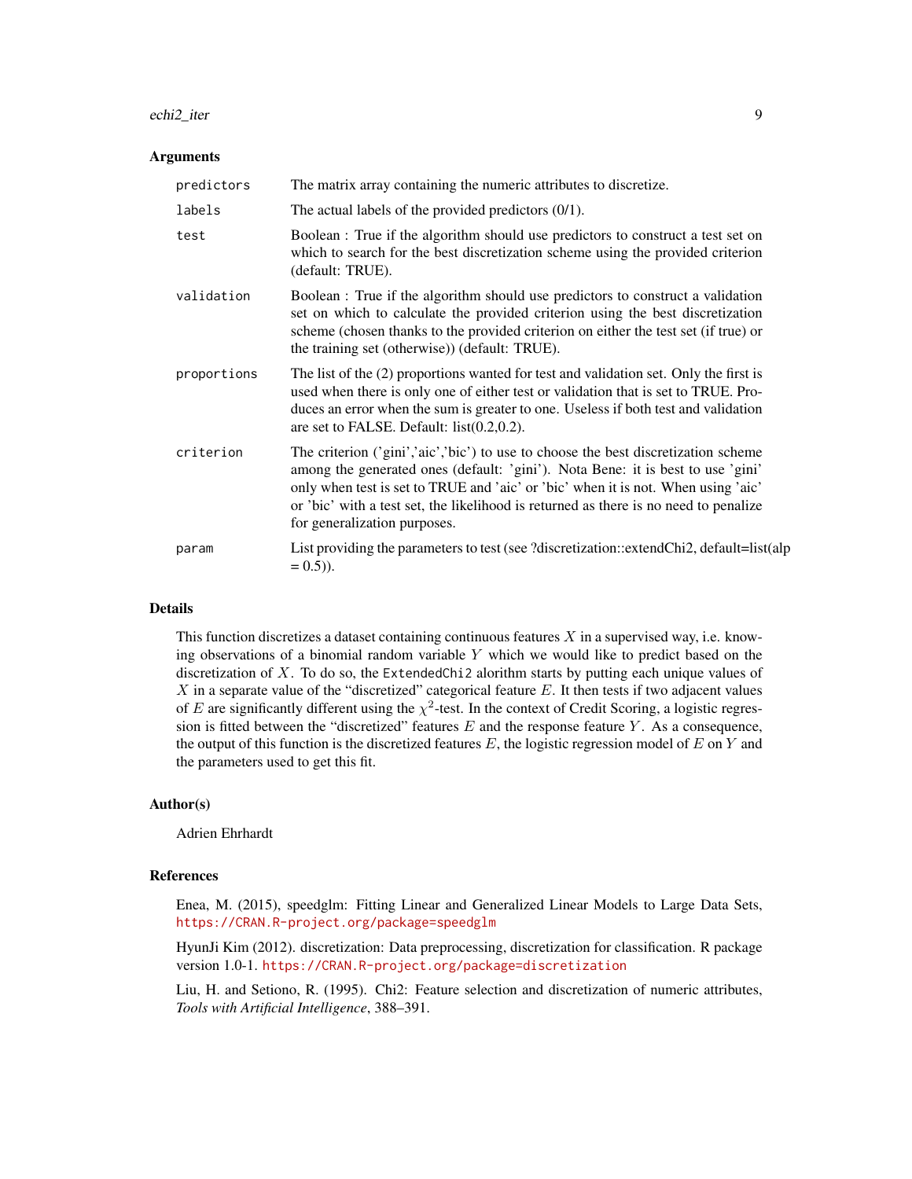### Arguments

| | |
|---|---|
| `predictors` | The matrix array containing the numeric attributes to discretize. |
| `labels` | The actual labels of the provided predictors (0/1). |
| `test` | Boolean : True if the algorithm should use predictors to construct a test set on which to search for the best discretization scheme using the provided criterion (default: TRUE). |
| `validation` | Boolean : True if the algorithm should use predictors to construct a validation set on which to calculate the provided criterion using the best discretization scheme (chosen thanks to the provided criterion on either the test set (if true) or the training set (otherwise)) (default: TRUE). |
| `proportions` | The list of the (2) proportions wanted for test and validation set. Only the first is used when there is only one of either test or validation that is set to TRUE. Produces an error when the sum is greater to one. Useless if both test and validation are set to FALSE. Default: list(0.2,0.2). |
| `criterion` | The criterion ('gini','aic','bic') to use to choose the best discretization scheme among the generated ones (default: 'gini'). Nota Bene: it is best to use 'gini' only when test is set to TRUE and 'aic' or 'bic' when it is not. When using 'aic' or 'bic' with a test set, the likelihood is returned as there is no need to penalize for generalization purposes. |
| `param` | List providing the parameters to test (see ?discretization::extendChi2, default=list(alp = 0.5)). |

### Details

This function discretizes a dataset containing continuous features $X$ in a supervised way, i.e. knowing observations of a binomial random variable $Y$ which we would like to predict based on the discretization of $X$. To do so, the `ExtendedChi2` alorithm starts by putting each unique values of $X$ in a separate value of the "discretized" categorical feature $E$. It then tests if two adjacent values of $E$ are significantly different using the $\chi^2$-test. In the context of Credit Scoring, a logistic regression is fitted between the "discretized" features $E$ and the response feature $Y$. As a consequence, the output of this function is the discretized features $E$, the logistic regression model of $E$ on $Y$ and the parameters used to get this fit.

### Author(s)

Adrien Ehrhardt

### References

Enea, M. (2015), speedglm: Fitting Linear and Generalized Linear Models to Large Data Sets, https://CRAN.R-project.org/package=speedglm

HyunJi Kim (2012). discretization: Data preprocessing, discretization for classification. R package version 1.0-1. https://CRAN.R-project.org/package=discretization

Liu, H. and Setiono, R. (1995). Chi2: Feature selection and discretization of numeric attributes, *Tools with Artificial Intelligence*, 388–391.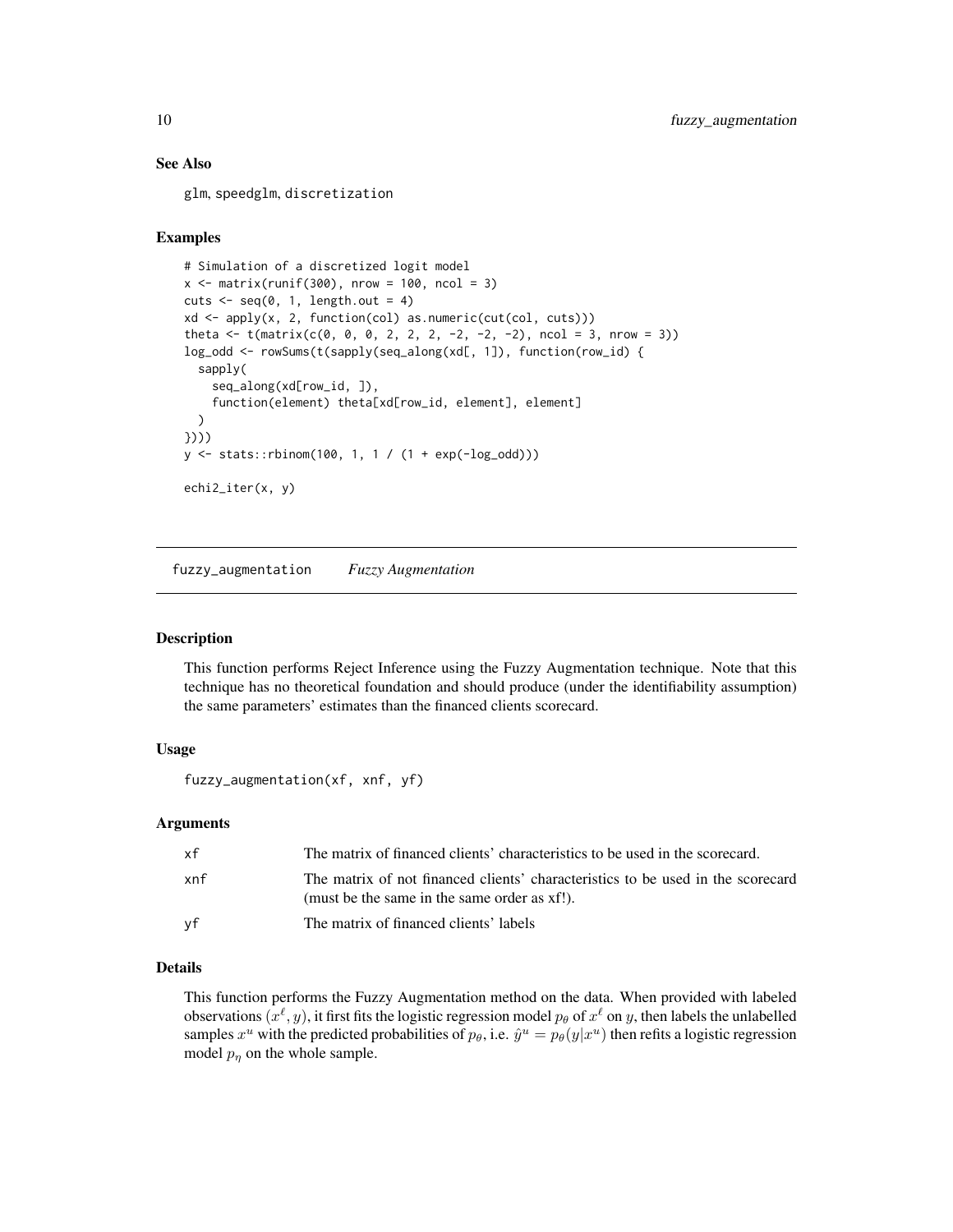### See Also

glm, speedglm, discretization

### Examples

```
# Simulation of a discretized logit model
x <- matrix(runif(300), nrow = 100, ncol = 3)
cuts <- seq(0, 1, length.out = 4)
xd <- apply(x, 2, function(col) as.numeric(cut(col, cuts)))
theta <- t(matrix(c(0, 0, 0, 2, 2, 2, -2, -2, -2), ncol = 3, nrow = 3))
log_odd <- rowSums(t(sapply(seq_along(xd[, 1]), function(row_id) {
  sapply(
    seq_along(xd[row_id, ]),
    function(element) theta[xd[row_id, element], element]
  )
})))
y <- stats::rbinom(100, 1, 1 / (1 + exp(-log_odd)))

echi2_iter(x, y)
```

---

## fuzzy_augmentation *Fuzzy Augmentation*

### Description

This function performs Reject Inference using the Fuzzy Augmentation technique. Note that this technique has no theoretical foundation and should produce (under the identifiability assumption) the same parameters' estimates than the financed clients scorecard.

### Usage

```
fuzzy_augmentation(xf, xnf, yf)
```

### Arguments

| | |
|---|---|
| xf | The matrix of financed clients' characteristics to be used in the scorecard. |
| xnf | The matrix of not financed clients' characteristics to be used in the scorecard (must be the same in the same order as xf!). |
| yf | The matrix of financed clients' labels |

### Details

This function performs the Fuzzy Augmentation method on the data. When provided with labeled observations $(x^\ell, y)$, it first fits the logistic regression model $p_\theta$ of $x^\ell$ on $y$, then labels the unlabelled samples $x^u$ with the predicted probabilities of $p_\theta$, i.e. $\hat{y}^u = p_\theta(y|x^u)$ then refits a logistic regression model $p_\eta$ on the whole sample.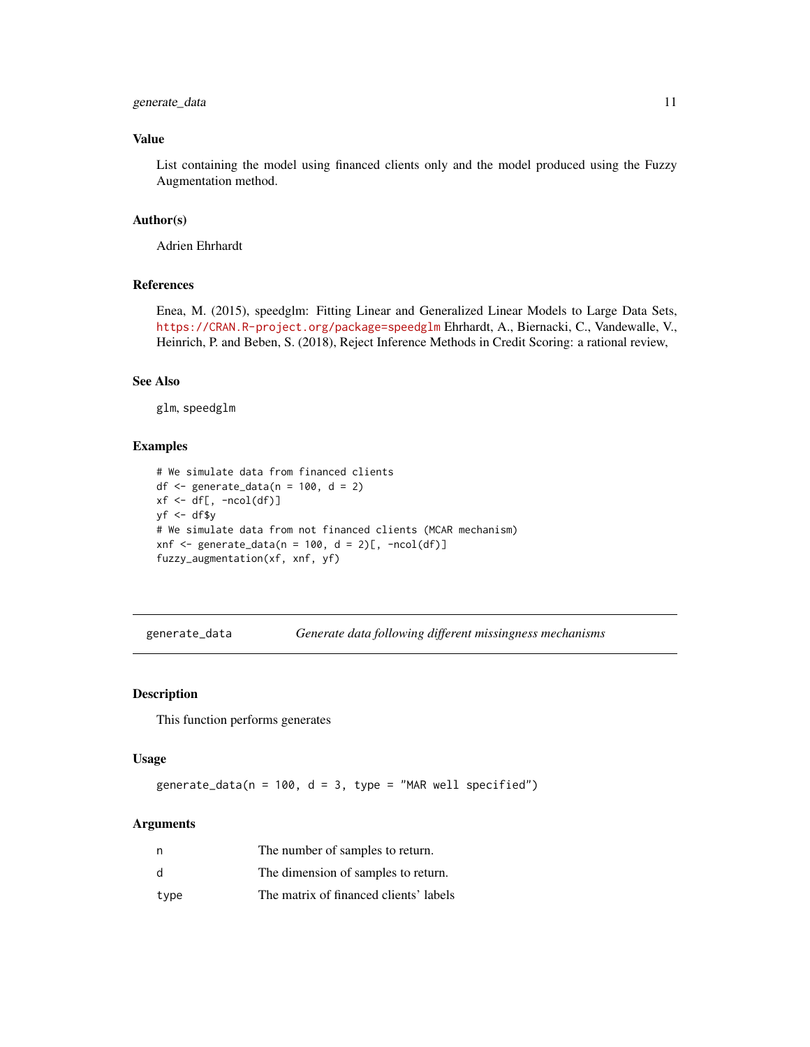## Value

List containing the model using financed clients only and the model produced using the Fuzzy Augmentation method.

## Author(s)

Adrien Ehrhardt

## References

Enea, M. (2015), speedglm: Fitting Linear and Generalized Linear Models to Large Data Sets, https://CRAN.R-project.org/package=speedglm Ehrhardt, A., Biernacki, C., Vandewalle, V., Heinrich, P. and Beben, S. (2018), Reject Inference Methods in Credit Scoring: a rational review,

## See Also

glm, speedglm

## Examples

```
# We simulate data from financed clients
df <- generate_data(n = 100, d = 2)
xf <- df[, -ncol(df)]
yf <- df$y
# We simulate data from not financed clients (MCAR mechanism)
xnf <- generate_data(n = 100, d = 2)[, -ncol(df)]
fuzzy_augmentation(xf, xnf, yf)
```

---

# generate_data — *Generate data following different missingness mechanisms*

## Description

This function performs generates

## Usage

```
generate_data(n = 100, d = 3, type = "MAR well specified")
```

## Arguments

| | |
|---|---|
| n | The number of samples to return. |
| d | The dimension of samples to return. |
| type | The matrix of financed clients' labels |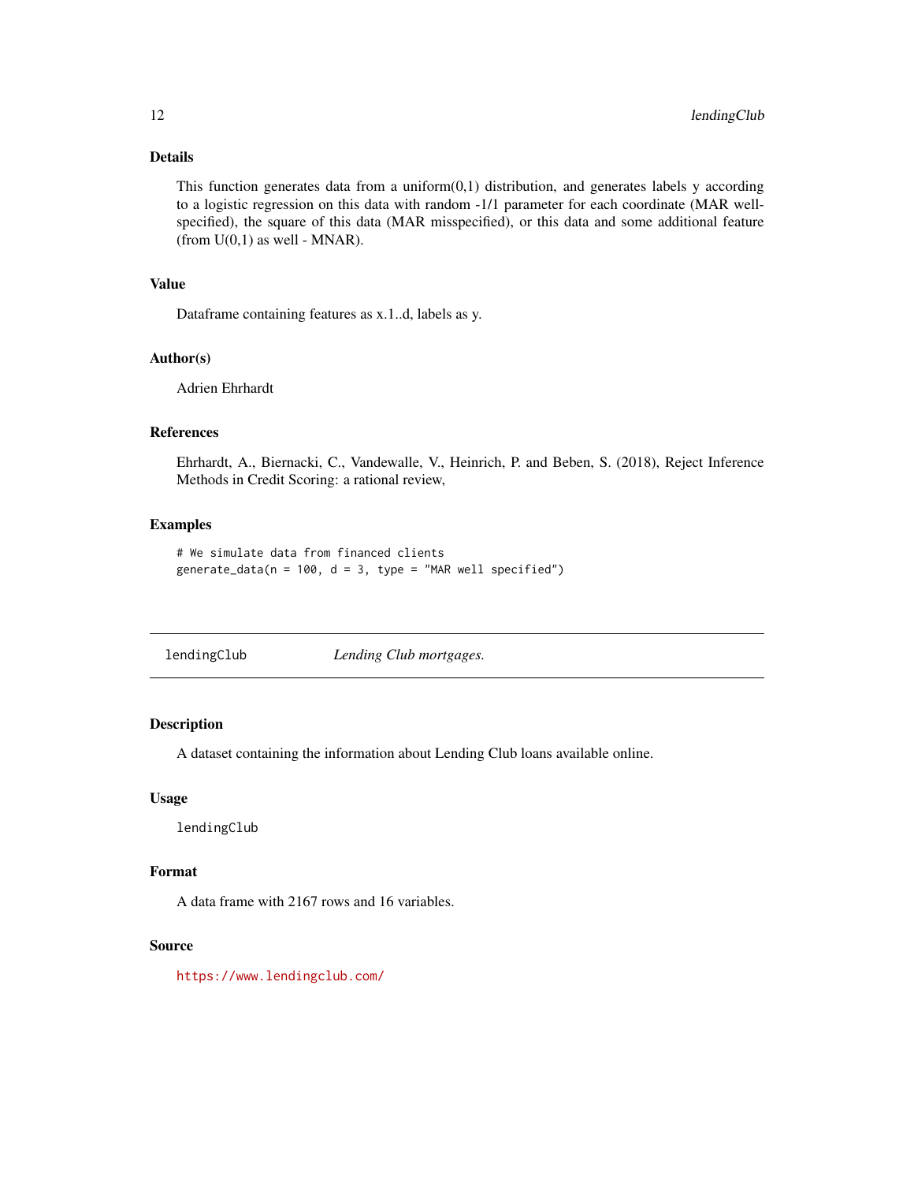### Details

This function generates data from a uniform(0,1) distribution, and generates labels y according to a logistic regression on this data with random -1/1 parameter for each coordinate (MAR well-specified), the square of this data (MAR misspecified), or this data and some additional feature (from U(0,1) as well - MNAR).

### Value

Dataframe containing features as x.1..d, labels as y.

### Author(s)

Adrien Ehrhardt

### References

Ehrhardt, A., Biernacki, C., Vandewalle, V., Heinrich, P. and Beben, S. (2018), Reject Inference Methods in Credit Scoring: a rational review,

### Examples

```
# We simulate data from financed clients
generate_data(n = 100, d = 3, type = "MAR well specified")
```

---

## lendingClub *Lending Club mortgages.*

---

### Description

A dataset containing the information about Lending Club loans available online.

### Usage

```
lendingClub
```

### Format

A data frame with 2167 rows and 16 variables.

### Source

https://www.lendingclub.com/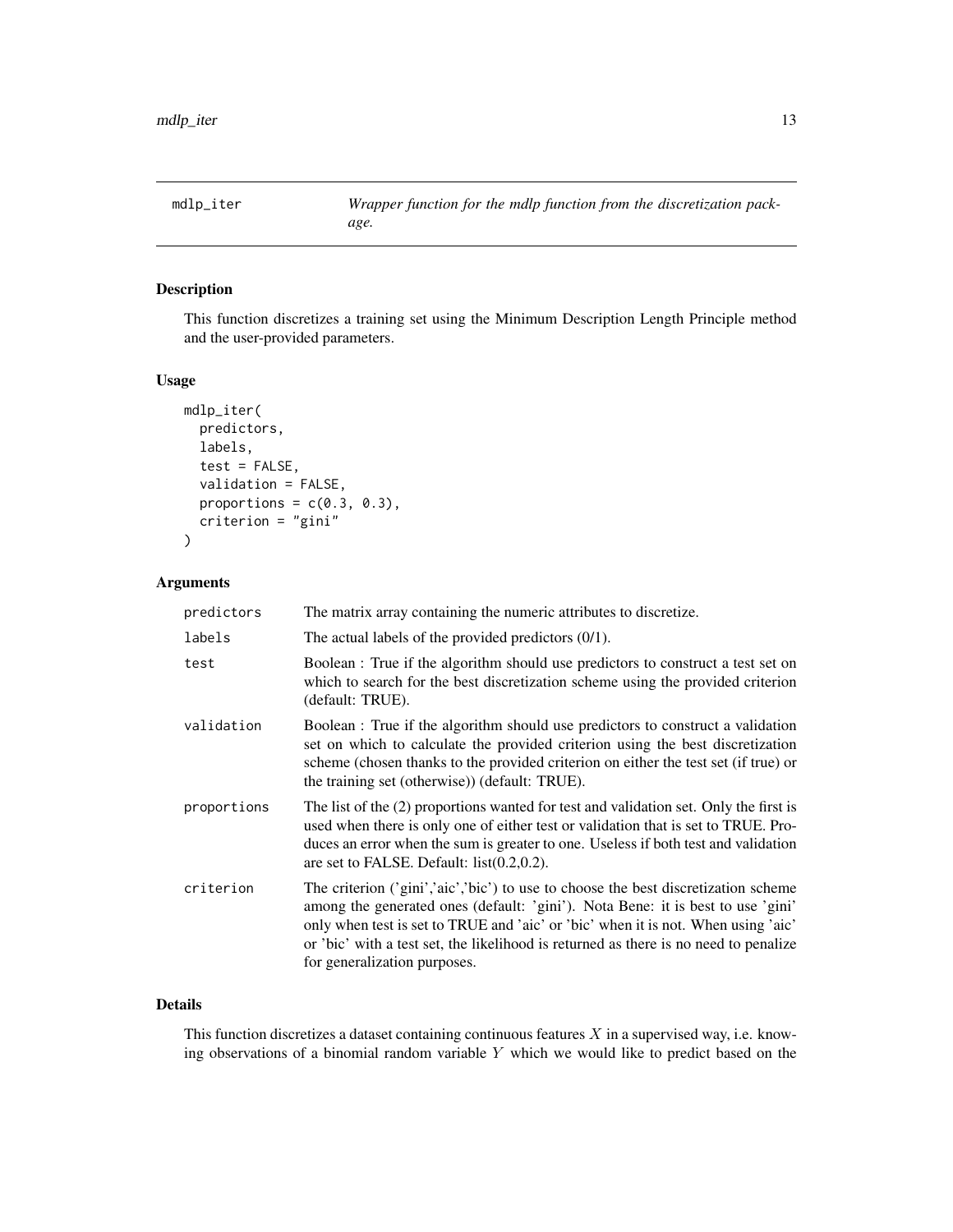# mdlp_iter

*Wrapper function for the mdlp function from the discretization package.*

## Description

This function discretizes a training set using the Minimum Description Length Principle method and the user-provided parameters.

## Usage

```
mdlp_iter(
  predictors,
  labels,
  test = FALSE,
  validation = FALSE,
  proportions = c(0.3, 0.3),
  criterion = "gini"
)
```

## Arguments

| Argument | Description |
|---|---|
| predictors | The matrix array containing the numeric attributes to discretize. |
| labels | The actual labels of the provided predictors (0/1). |
| test | Boolean : True if the algorithm should use predictors to construct a test set on which to search for the best discretization scheme using the provided criterion (default: TRUE). |
| validation | Boolean : True if the algorithm should use predictors to construct a validation set on which to calculate the provided criterion using the best discretization scheme (chosen thanks to the provided criterion on either the test set (if true) or the training set (otherwise)) (default: TRUE). |
| proportions | The list of the (2) proportions wanted for test and validation set. Only the first is used when there is only one of either test or validation that is set to TRUE. Produces an error when the sum is greater to one. Useless if both test and validation are set to FALSE. Default: list(0.2,0.2). |
| criterion | The criterion ('gini','aic','bic') to use to choose the best discretization scheme among the generated ones (default: 'gini'). Nota Bene: it is best to use 'gini' only when test is set to TRUE and 'aic' or 'bic' when it is not. When using 'aic' or 'bic' with a test set, the likelihood is returned as there is no need to penalize for generalization purposes. |

## Details

This function discretizes a dataset containing continuous features $X$ in a supervised way, i.e. knowing observations of a binomial random variable $Y$ which we would like to predict based on the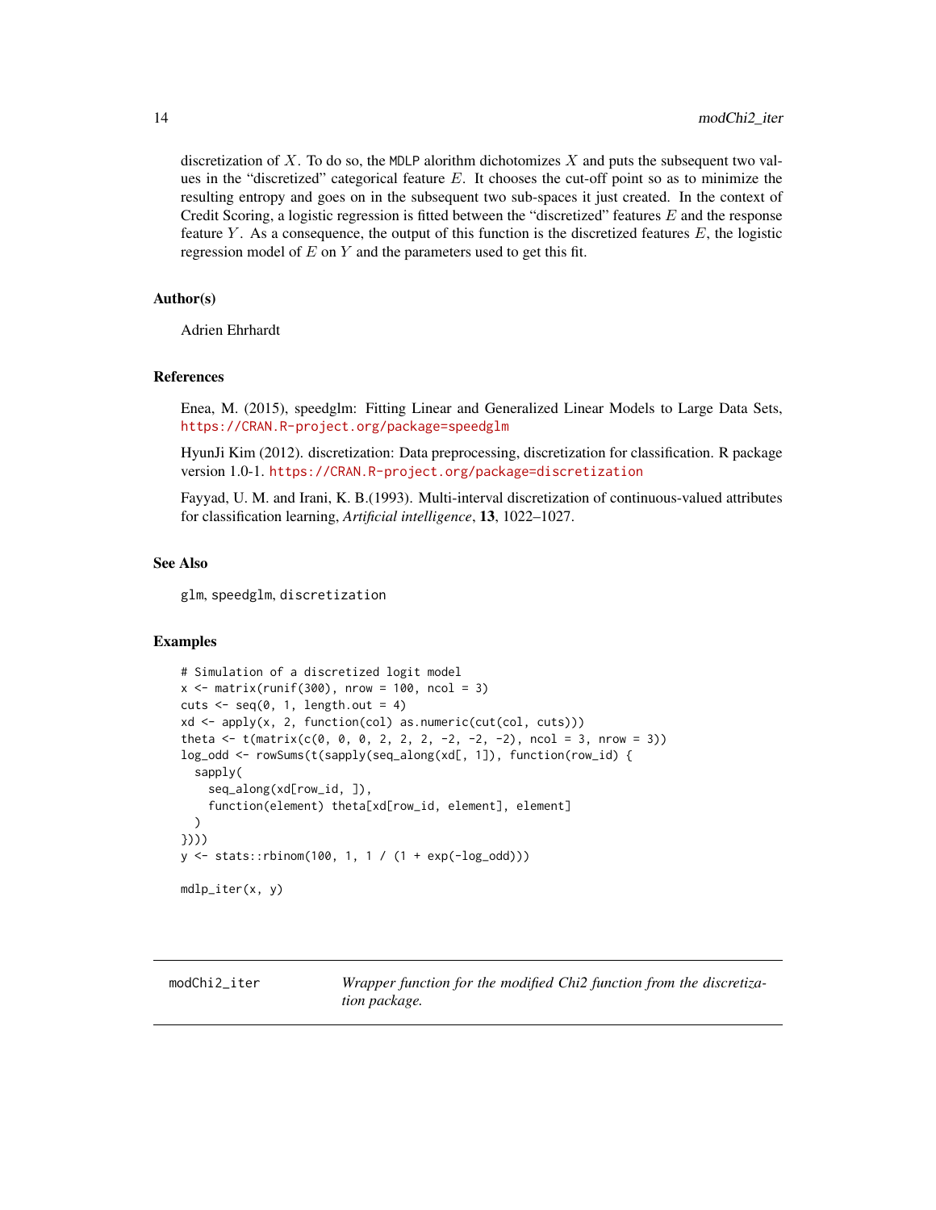discretization of $X$. To do so, the MDLP alorithm dichotomizes $X$ and puts the subsequent two values in the "discretized" categorical feature $E$. It chooses the cut-off point so as to minimize the resulting entropy and goes on in the subsequent two sub-spaces it just created. In the context of Credit Scoring, a logistic regression is fitted between the "discretized" features $E$ and the response feature $Y$. As a consequence, the output of this function is the discretized features $E$, the logistic regression model of $E$ on $Y$ and the parameters used to get this fit.

### Author(s)

Adrien Ehrhardt

### References

Enea, M. (2015), speedglm: Fitting Linear and Generalized Linear Models to Large Data Sets, https://CRAN.R-project.org/package=speedglm

HyunJi Kim (2012). discretization: Data preprocessing, discretization for classification. R package version 1.0-1. https://CRAN.R-project.org/package=discretization

Fayyad, U. M. and Irani, K. B.(1993). Multi-interval discretization of continuous-valued attributes for classification learning, *Artificial intelligence*, **13**, 1022–1027.

### See Also

glm, speedglm, discretization

### Examples

```
# Simulation of a discretized logit model
x <- matrix(runif(300), nrow = 100, ncol = 3)
cuts <- seq(0, 1, length.out = 4)
xd <- apply(x, 2, function(col) as.numeric(cut(col, cuts)))
theta <- t(matrix(c(0, 0, 0, 2, 2, 2, -2, -2, -2), ncol = 3, nrow = 3))
log_odd <- rowSums(t(sapply(seq_along(xd[, 1]), function(row_id) {
  sapply(
    seq_along(xd[row_id, ]),
    function(element) theta[xd[row_id, element], element]
  )
})))
y <- stats::rbinom(100, 1, 1 / (1 + exp(-log_odd)))

mdlp_iter(x, y)
```

---

## modChi2_iter — *Wrapper function for the modified Chi2 function from the discretization package.*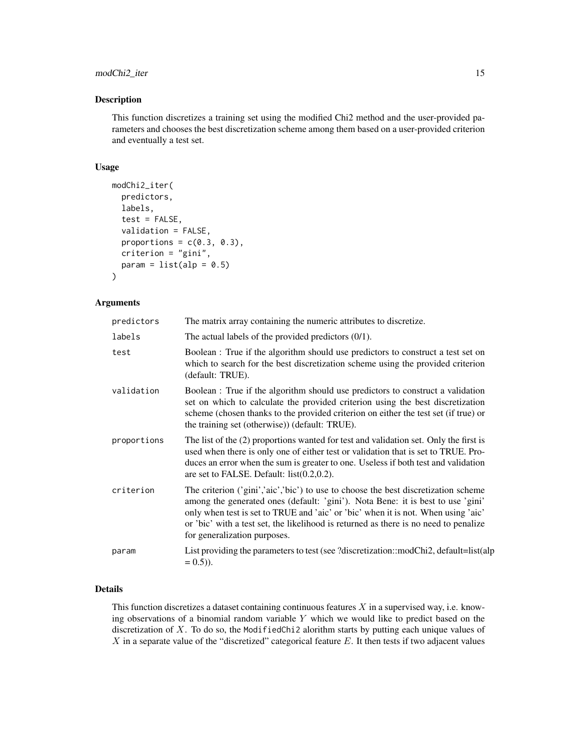## Description

This function discretizes a training set using the modified Chi2 method and the user-provided parameters and chooses the best discretization scheme among them based on a user-provided criterion and eventually a test set.

## Usage

```
modChi2_iter(
  predictors,
  labels,
  test = FALSE,
  validation = FALSE,
  proportions = c(0.3, 0.3),
  criterion = "gini",
  param = list(alp = 0.5)
)
```

## Arguments

| | |
|---|---|
| predictors | The matrix array containing the numeric attributes to discretize. |
| labels | The actual labels of the provided predictors (0/1). |
| test | Boolean : True if the algorithm should use predictors to construct a test set on which to search for the best discretization scheme using the provided criterion (default: TRUE). |
| validation | Boolean : True if the algorithm should use predictors to construct a validation set on which to calculate the provided criterion using the best discretization scheme (chosen thanks to the provided criterion on either the test set (if true) or the training set (otherwise)) (default: TRUE). |
| proportions | The list of the (2) proportions wanted for test and validation set. Only the first is used when there is only one of either test or validation that is set to TRUE. Produces an error when the sum is greater to one. Useless if both test and validation are set to FALSE. Default: list(0.2,0.2). |
| criterion | The criterion ('gini','aic','bic') to use to choose the best discretization scheme among the generated ones (default: 'gini'). Nota Bene: it is best to use 'gini' only when test is set to TRUE and 'aic' or 'bic' when it is not. When using 'aic' or 'bic' with a test set, the likelihood is returned as there is no need to penalize for generalization purposes. |
| param | List providing the parameters to test (see ?discretization::modChi2, default=list(alp = 0.5)). |

## Details

This function discretizes a dataset containing continuous features $X$ in a supervised way, i.e. knowing observations of a binomial random variable $Y$ which we would like to predict based on the discretization of $X$. To do so, the `ModifiedChi2` alorithm starts by putting each unique values of $X$ in a separate value of the "discretized" categorical feature $E$. It then tests if two adjacent values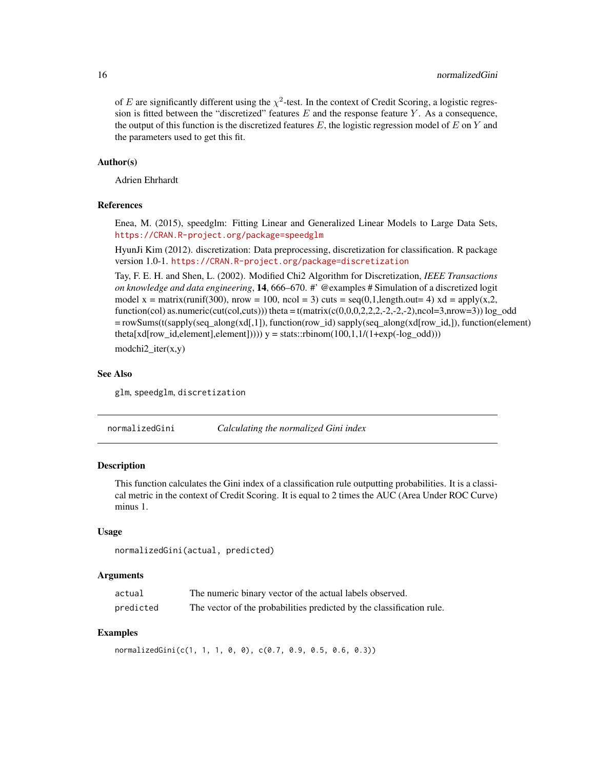of $E$ are significantly different using the $\chi^2$-test. In the context of Credit Scoring, a logistic regression is fitted between the "discretized" features $E$ and the response feature $Y$. As a consequence, the output of this function is the discretized features $E$, the logistic regression model of $E$ on $Y$ and the parameters used to get this fit.

### Author(s)

Adrien Ehrhardt

### References

Enea, M. (2015), speedglm: Fitting Linear and Generalized Linear Models to Large Data Sets, https://CRAN.R-project.org/package=speedglm

HyunJi Kim (2012). discretization: Data preprocessing, discretization for classification. R package version 1.0-1. https://CRAN.R-project.org/package=discretization

Tay, F. E. H. and Shen, L. (2002). Modified Chi2 Algorithm for Discretization, *IEEE Transactions on knowledge and data engineering*, **14**, 666–670. #' @examples # Simulation of a discretized logit model x = matrix(runif(300), nrow = 100, ncol = 3) cuts = seq(0,1,length.out= 4) xd = apply(x,2, function(col) as.numeric(cut(col,cuts))) theta = t(matrix(c(0,0,0,2,2,2,-2,-2,-2),ncol=3,nrow=3)) log_odd = rowSums(t(sapply(seq_along(xd[,1]), function(row_id) sapply(seq_along(xd[row_id,]), function(element) theta[xd[row_id,element],element])))) y = stats::rbinom(100,1,1/(1+exp(-log_odd)))

modchi2_iter(x,y)

### See Also

glm, speedglm, discretization

---

## normalizedGini — *Calculating the normalized Gini index*

### Description

This function calculates the Gini index of a classification rule outputting probabilities. It is a classical metric in the context of Credit Scoring. It is equal to 2 times the AUC (Area Under ROC Curve) minus 1.

### Usage

```
normalizedGini(actual, predicted)
```

### Arguments

| | |
|---|---|
| actual | The numeric binary vector of the actual labels observed. |
| predicted | The vector of the probabilities predicted by the classification rule. |

### Examples

```
normalizedGini(c(1, 1, 1, 0, 0), c(0.7, 0.9, 0.5, 0.6, 0.3))
```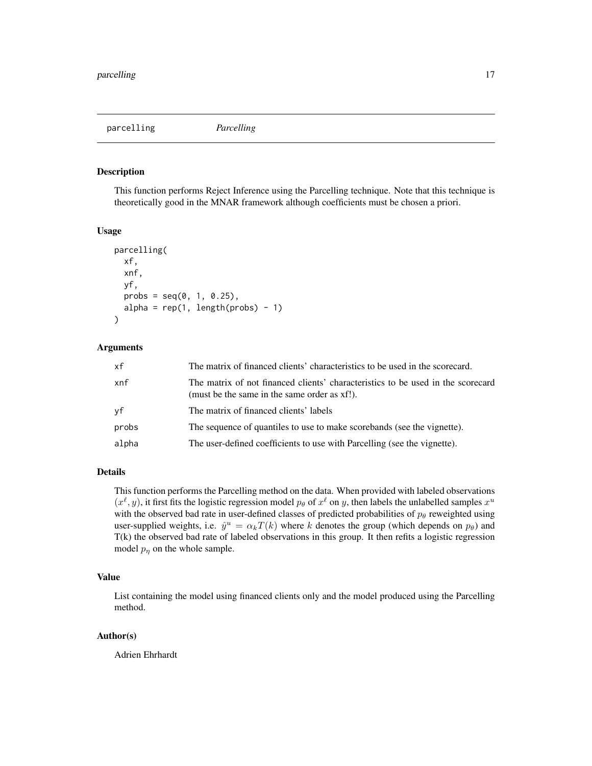# parcelling — *Parcelling*

## Description

This function performs Reject Inference using the Parcelling technique. Note that this technique is theoretically good in the MNAR framework although coefficients must be chosen a priori.

## Usage

```
parcelling(
  xf,
  xnf,
  yf,
  probs = seq(0, 1, 0.25),
  alpha = rep(1, length(probs) - 1)
)
```

## Arguments

| | |
|---|---|
| xf | The matrix of financed clients' characteristics to be used in the scorecard. |
| xnf | The matrix of not financed clients' characteristics to be used in the scorecard (must be the same in the same order as xf!). |
| yf | The matrix of financed clients' labels |
| probs | The sequence of quantiles to use to make scorebands (see the vignette). |
| alpha | The user-defined coefficients to use with Parcelling (see the vignette). |

## Details

This function performs the Parcelling method on the data. When provided with labeled observations $(x^\ell, y)$, it first fits the logistic regression model $p_\theta$ of $x^\ell$ on $y$, then labels the unlabelled samples $x^u$ with the observed bad rate in user-defined classes of predicted probabilities of $p_\theta$ reweighted using user-supplied weights, i.e. $\hat{y}^u = \alpha_k T(k)$ where $k$ denotes the group (which depends on $p_\theta$) and T(k) the observed bad rate of labeled observations in this group. It then refits a logistic regression model $p_\eta$ on the whole sample.

## Value

List containing the model using financed clients only and the model produced using the Parcelling method.

## Author(s)

Adrien Ehrhardt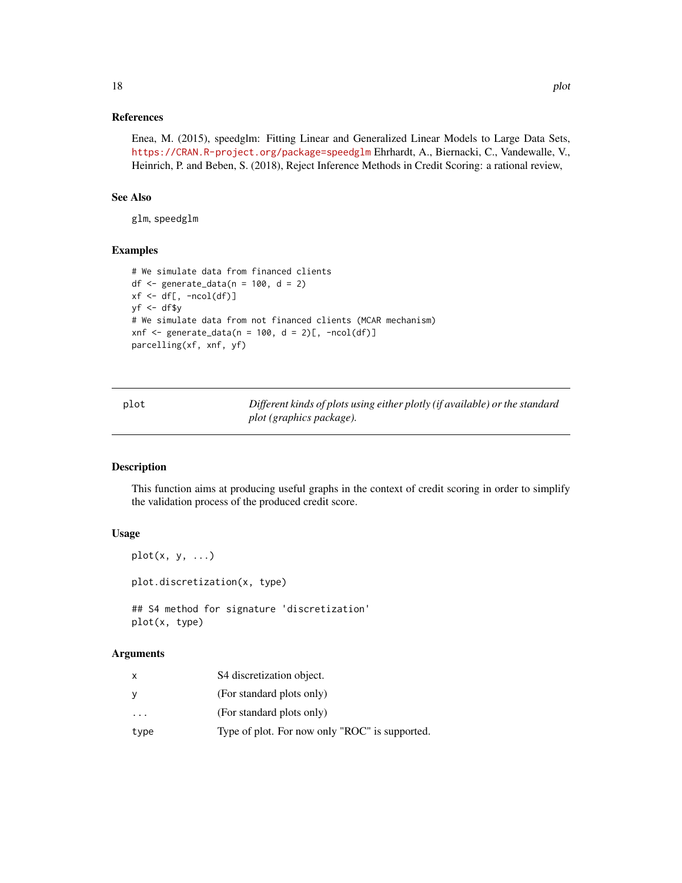### References

Enea, M. (2015), speedglm: Fitting Linear and Generalized Linear Models to Large Data Sets, https://CRAN.R-project.org/package=speedglm Ehrhardt, A., Biernacki, C., Vandewalle, V., Heinrich, P. and Beben, S. (2018), Reject Inference Methods in Credit Scoring: a rational review,

### See Also

glm, speedglm

### Examples

```
# We simulate data from financed clients
df <- generate_data(n = 100, d = 2)
xf <- df[, -ncol(df)]
yf <- df$y
# We simulate data from not financed clients (MCAR mechanism)
xnf <- generate_data(n = 100, d = 2)[, -ncol(df)]
parcelling(xf, xnf, yf)
```

---

## plot — *Different kinds of plots using either plotly (if available) or the standard plot (graphics package).*

---

### Description

This function aims at producing useful graphs in the context of credit scoring in order to simplify the validation process of the produced credit score.

### Usage

```
plot(x, y, ...)

plot.discretization(x, type)

## S4 method for signature 'discretization'
plot(x, type)
```

### Arguments

| | |
|---|---|
| x | S4 discretization object. |
| y | (For standard plots only) |
| ... | (For standard plots only) |
| type | Type of plot. For now only "ROC" is supported. |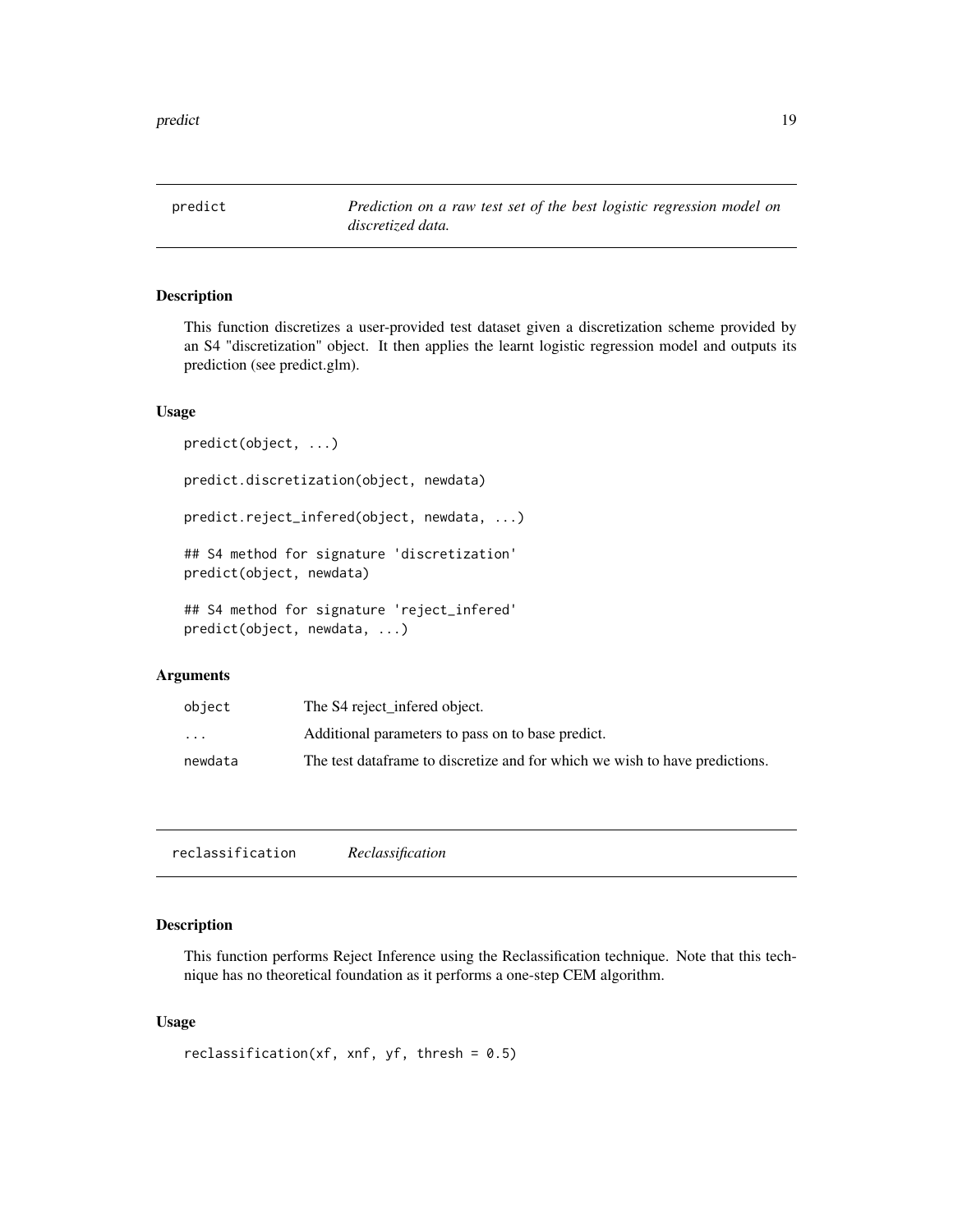## predict

*Prediction on a raw test set of the best logistic regression model on discretized data.*

### Description

This function discretizes a user-provided test dataset given a discretization scheme provided by an S4 "discretization" object. It then applies the learnt logistic regression model and outputs its prediction (see predict.glm).

### Usage

```
predict(object, ...)

predict.discretization(object, newdata)

predict.reject_infered(object, newdata, ...)

## S4 method for signature 'discretization'
predict(object, newdata)

## S4 method for signature 'reject_infered'
predict(object, newdata, ...)
```

### Arguments

| | |
|---|---|
| `object` | The S4 reject_infered object. |
| `...` | Additional parameters to pass on to base predict. |
| `newdata` | The test dataframe to discretize and for which we wish to have predictions. |

## reclassification

*Reclassification*

### Description

This function performs Reject Inference using the Reclassification technique. Note that this technique has no theoretical foundation as it performs a one-step CEM algorithm.

### Usage

```
reclassification(xf, xnf, yf, thresh = 0.5)
```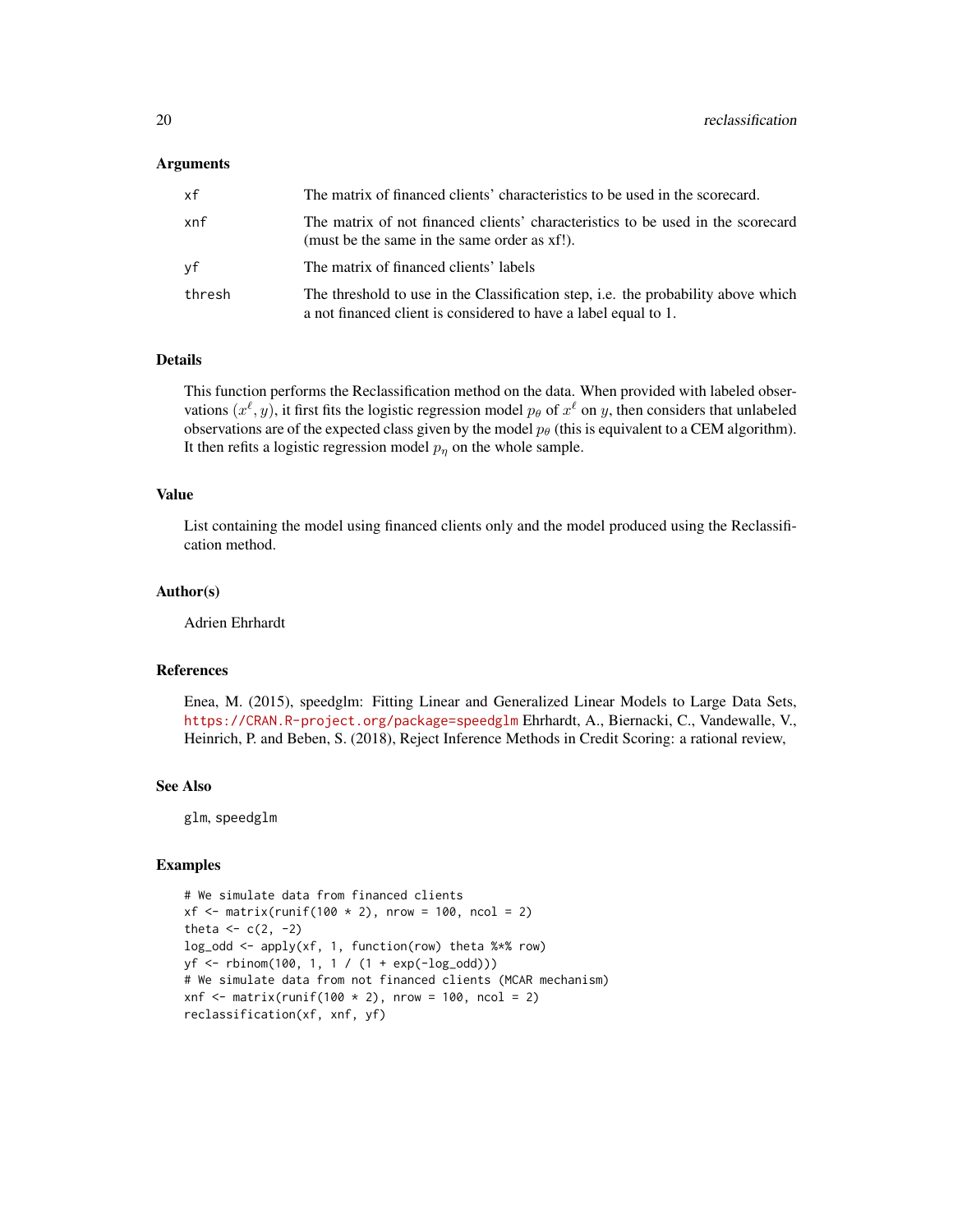### Arguments

| | |
|---|---|
| xf | The matrix of financed clients' characteristics to be used in the scorecard. |
| xnf | The matrix of not financed clients' characteristics to be used in the scorecard (must be the same in the same order as xf!). |
| yf | The matrix of financed clients' labels |
| thresh | The threshold to use in the Classification step, i.e. the probability above which a not financed client is considered to have a label equal to 1. |

### Details

This function performs the Reclassification method on the data. When provided with labeled observations $(x^\ell, y)$, it first fits the logistic regression model $p_\theta$ of $x^\ell$ on $y$, then considers that unlabeled observations are of the expected class given by the model $p_\theta$ (this is equivalent to a CEM algorithm). It then refits a logistic regression model $p_\eta$ on the whole sample.

### Value

List containing the model using financed clients only and the model produced using the Reclassification method.

### Author(s)

Adrien Ehrhardt

### References

Enea, M. (2015), speedglm: Fitting Linear and Generalized Linear Models to Large Data Sets, https://CRAN.R-project.org/package=speedglm Ehrhardt, A., Biernacki, C., Vandewalle, V., Heinrich, P. and Beben, S. (2018), Reject Inference Methods in Credit Scoring: a rational review,

### See Also

glm, speedglm

### Examples

```
# We simulate data from financed clients
xf <- matrix(runif(100 * 2), nrow = 100, ncol = 2)
theta <- c(2, -2)
log_odd <- apply(xf, 1, function(row) theta %*% row)
yf <- rbinom(100, 1, 1 / (1 + exp(-log_odd)))
# We simulate data from not financed clients (MCAR mechanism)
xnf <- matrix(runif(100 * 2), nrow = 100, ncol = 2)
reclassification(xf, xnf, yf)
```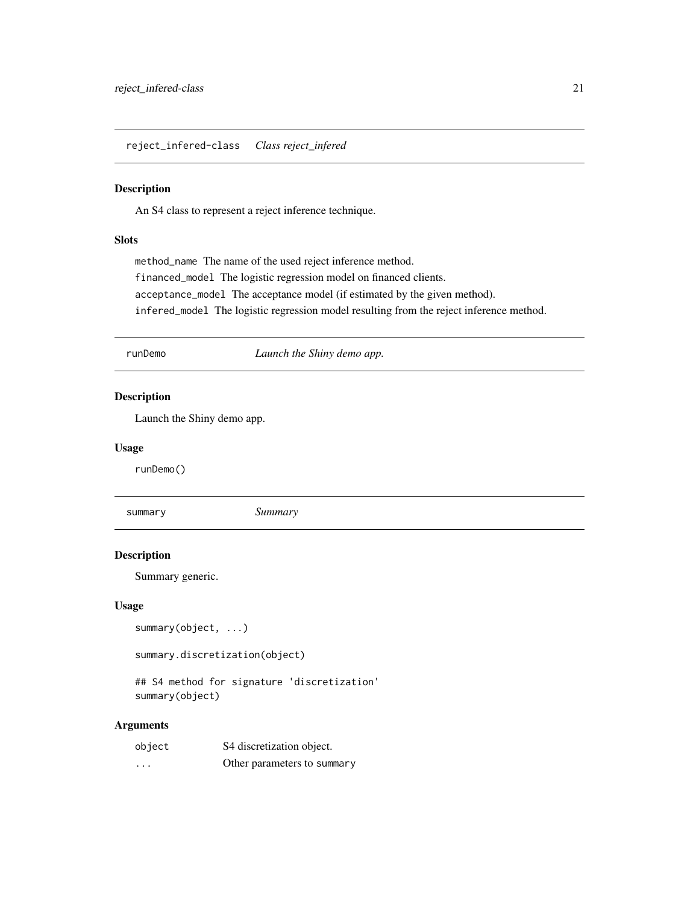## reject_infered-class *Class reject_infered*

### Description

An S4 class to represent a reject inference technique.

### Slots

`method_name` The name of the used reject inference method.

`financed_model` The logistic regression model on financed clients.

`acceptance_model` The acceptance model (if estimated by the given method).

`infered_model` The logistic regression model resulting from the reject inference method.

## runDemo *Launch the Shiny demo app.*

### Description

Launch the Shiny demo app.

### Usage

```
runDemo()
```

## summary *Summary*

### Description

Summary generic.

### Usage

```
summary(object, ...)

summary.discretization(object)

## S4 method for signature 'discretization'
summary(object)
```

### Arguments

| | |
|---|---|
| `object` | S4 discretization object. |
| `...` | Other parameters to `summary` |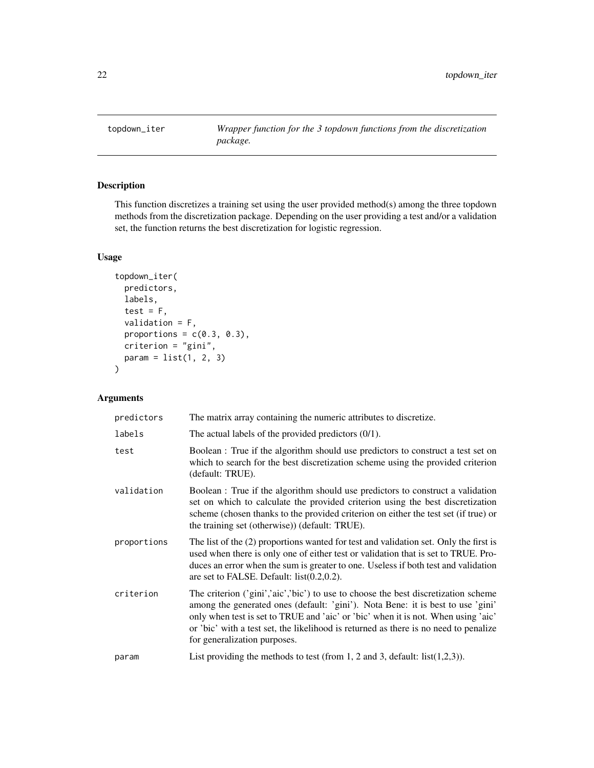# topdown_iter

*Wrapper function for the 3 topdown functions from the discretization package.*

## Description

This function discretizes a training set using the user provided method(s) among the three topdown methods from the discretization package. Depending on the user providing a test and/or a validation set, the function returns the best discretization for logistic regression.

## Usage

```
topdown_iter(
  predictors,
  labels,
  test = F,
  validation = F,
  proportions = c(0.3, 0.3),
  criterion = "gini",
  param = list(1, 2, 3)
)
```

## Arguments

| | |
|---|---|
| predictors | The matrix array containing the numeric attributes to discretize. |
| labels | The actual labels of the provided predictors (0/1). |
| test | Boolean : True if the algorithm should use predictors to construct a test set on which to search for the best discretization scheme using the provided criterion (default: TRUE). |
| validation | Boolean : True if the algorithm should use predictors to construct a validation set on which to calculate the provided criterion using the best discretization scheme (chosen thanks to the provided criterion on either the test set (if true) or the training set (otherwise)) (default: TRUE). |
| proportions | The list of the (2) proportions wanted for test and validation set. Only the first is used when there is only one of either test or validation that is set to TRUE. Produces an error when the sum is greater to one. Useless if both test and validation are set to FALSE. Default: list(0.2,0.2). |
| criterion | The criterion ('gini','aic','bic') to use to choose the best discretization scheme among the generated ones (default: 'gini'). Nota Bene: it is best to use 'gini' only when test is set to TRUE and 'aic' or 'bic' when it is not. When using 'aic' or 'bic' with a test set, the likelihood is returned as there is no need to penalize for generalization purposes. |
| param | List providing the methods to test (from 1, 2 and 3, default: list(1,2,3)). |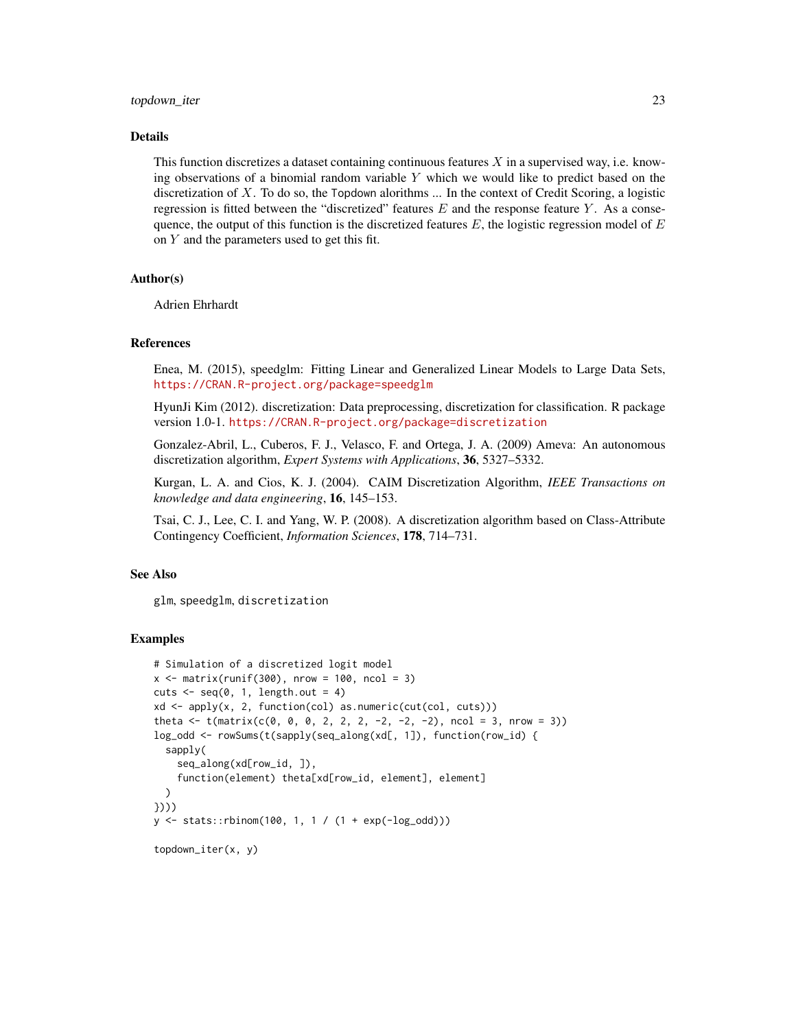## Details

This function discretizes a dataset containing continuous features $X$ in a supervised way, i.e. knowing observations of a binomial random variable $Y$ which we would like to predict based on the discretization of $X$. To do so, the `Topdown` alorithms ... In the context of Credit Scoring, a logistic regression is fitted between the "discretized" features $E$ and the response feature $Y$. As a consequence, the output of this function is the discretized features $E$, the logistic regression model of $E$ on $Y$ and the parameters used to get this fit.

## Author(s)

Adrien Ehrhardt

## References

Enea, M. (2015), speedglm: Fitting Linear and Generalized Linear Models to Large Data Sets, https://CRAN.R-project.org/package=speedglm

HyunJi Kim (2012). discretization: Data preprocessing, discretization for classification. R package version 1.0-1. https://CRAN.R-project.org/package=discretization

Gonzalez-Abril, L., Cuberos, F. J., Velasco, F. and Ortega, J. A. (2009) Ameva: An autonomous discretization algorithm, *Expert Systems with Applications*, **36**, 5327–5332.

Kurgan, L. A. and Cios, K. J. (2004). CAIM Discretization Algorithm, *IEEE Transactions on knowledge and data engineering*, **16**, 145–153.

Tsai, C. J., Lee, C. I. and Yang, W. P. (2008). A discretization algorithm based on Class-Attribute Contingency Coefficient, *Information Sciences*, **178**, 714–731.

## See Also

`glm`, `speedglm`, `discretization`

## Examples

```
# Simulation of a discretized logit model
x <- matrix(runif(300), nrow = 100, ncol = 3)
cuts <- seq(0, 1, length.out = 4)
xd <- apply(x, 2, function(col) as.numeric(cut(col, cuts)))
theta <- t(matrix(c(0, 0, 0, 2, 2, 2, -2, -2, -2), ncol = 3, nrow = 3))
log_odd <- rowSums(t(sapply(seq_along(xd[, 1]), function(row_id) {
  sapply(
    seq_along(xd[row_id, ]),
    function(element) theta[xd[row_id, element], element]
  )
})))
y <- stats::rbinom(100, 1, 1 / (1 + exp(-log_odd)))

topdown_iter(x, y)
```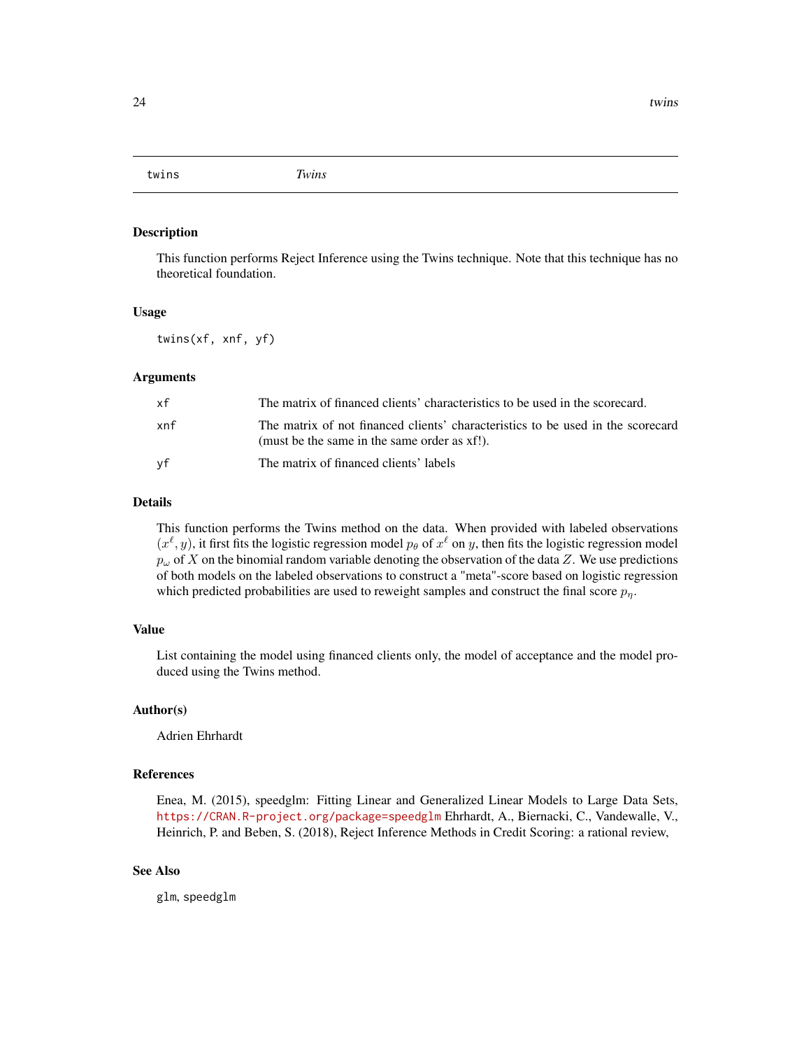# twins — *Twins*

## Description

This function performs Reject Inference using the Twins technique. Note that this technique has no theoretical foundation.

## Usage

```
twins(xf, xnf, yf)
```

## Arguments

| | |
|---|---|
| xf | The matrix of financed clients' characteristics to be used in the scorecard. |
| xnf | The matrix of not financed clients' characteristics to be used in the scorecard (must be the same in the same order as xf!). |
| yf | The matrix of financed clients' labels |

## Details

This function performs the Twins method on the data. When provided with labeled observations $(x^\ell, y)$, it first fits the logistic regression model $p_\theta$ of $x^\ell$ on $y$, then fits the logistic regression model $p_\omega$ of $X$ on the binomial random variable denoting the observation of the data $Z$. We use predictions of both models on the labeled observations to construct a "meta"-score based on logistic regression which predicted probabilities are used to reweight samples and construct the final score $p_\eta$.

## Value

List containing the model using financed clients only, the model of acceptance and the model produced using the Twins method.

## Author(s)

Adrien Ehrhardt

## References

Enea, M. (2015), speedglm: Fitting Linear and Generalized Linear Models to Large Data Sets, https://CRAN.R-project.org/package=speedglm Ehrhardt, A., Biernacki, C., Vandewalle, V., Heinrich, P. and Beben, S. (2018), Reject Inference Methods in Credit Scoring: a rational review,

## See Also

glm, speedglm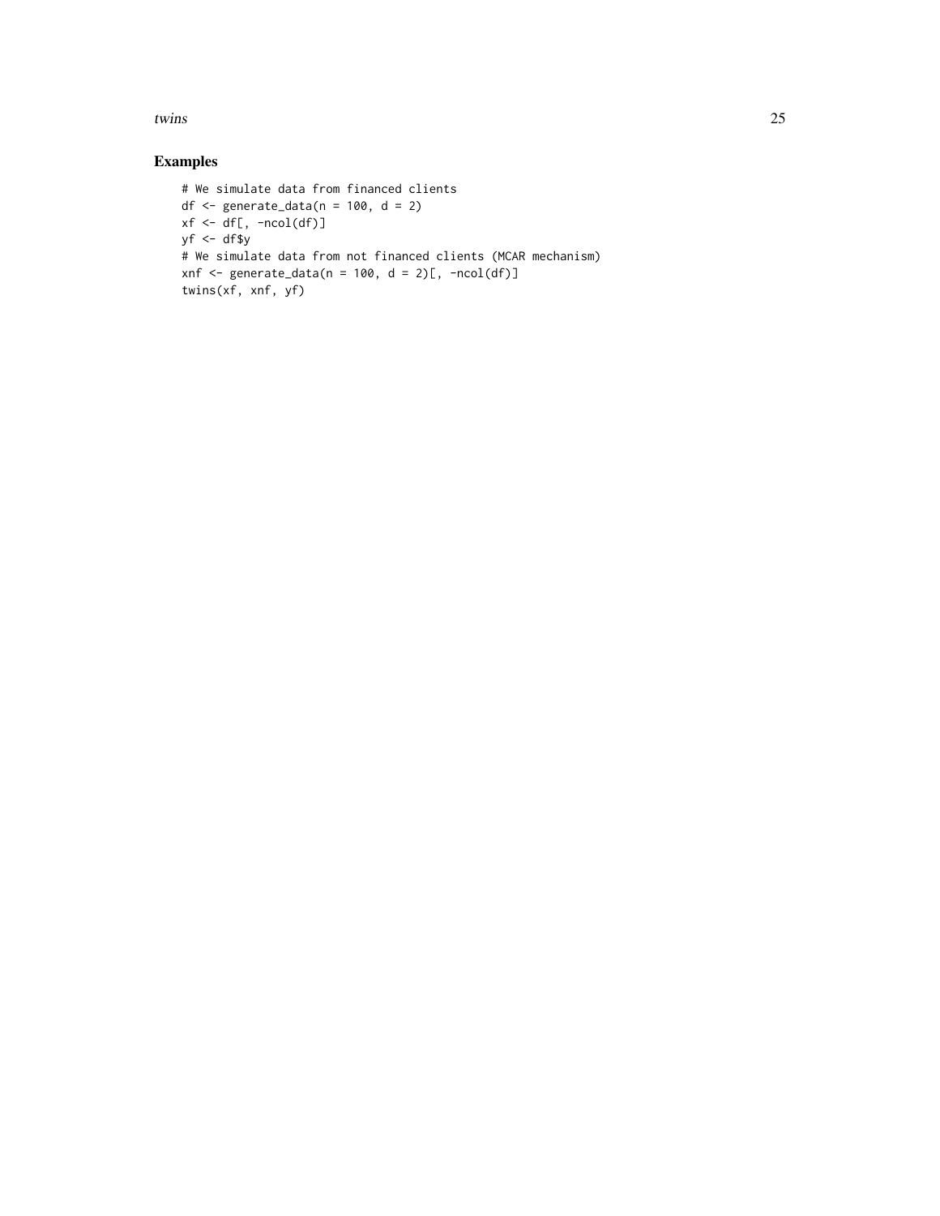## Examples

```
# We simulate data from financed clients
df <- generate_data(n = 100, d = 2)
xf <- df[, -ncol(df)]
yf <- df$y
# We simulate data from not financed clients (MCAR mechanism)
xnf <- generate_data(n = 100, d = 2)[, -ncol(df)]
twins(xf, xnf, yf)
```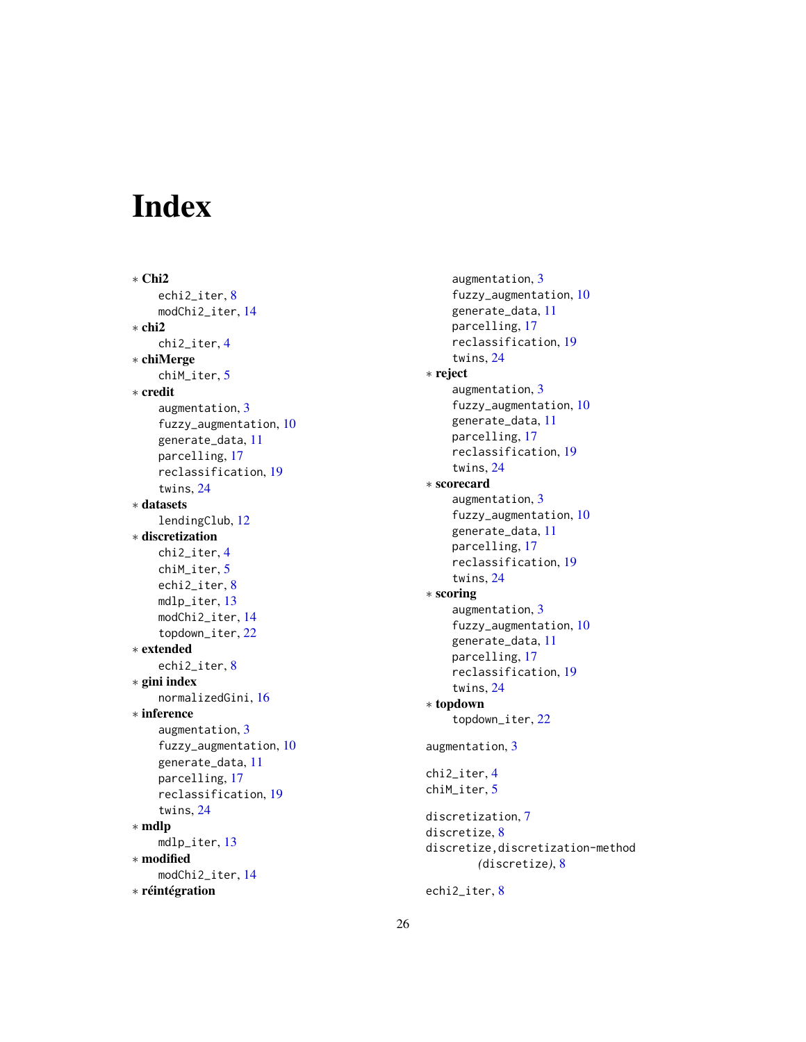# Index

* **Chi2**
  - echi2_iter, 8
  - modChi2_iter, 14
* **chi2**
  - chi2_iter, 4
* **chiMerge**
  - chiM_iter, 5
* **credit**
  - augmentation, 3
  - fuzzy_augmentation, 10
  - generate_data, 11
  - parcelling, 17
  - reclassification, 19
  - twins, 24
* **datasets**
  - lendingClub, 12
* **discretization**
  - chi2_iter, 4
  - chiM_iter, 5
  - echi2_iter, 8
  - mdlp_iter, 13
  - modChi2_iter, 14
  - topdown_iter, 22
* **extended**
  - echi2_iter, 8
* **gini index**
  - normalizedGini, 16
* **inference**
  - augmentation, 3
  - fuzzy_augmentation, 10
  - generate_data, 11
  - parcelling, 17
  - reclassification, 19
  - twins, 24
* **mdlp**
  - mdlp_iter, 13
* **modified**
  - modChi2_iter, 14
* **réintégration**
  - augmentation, 3
  - fuzzy_augmentation, 10
  - generate_data, 11
  - parcelling, 17
  - reclassification, 19
  - twins, 24
* **reject**
  - augmentation, 3
  - fuzzy_augmentation, 10
  - generate_data, 11
  - parcelling, 17
  - reclassification, 19
  - twins, 24
* **scorecard**
  - augmentation, 3
  - fuzzy_augmentation, 10
  - generate_data, 11
  - parcelling, 17
  - reclassification, 19
  - twins, 24
* **scoring**
  - augmentation, 3
  - fuzzy_augmentation, 10
  - generate_data, 11
  - parcelling, 17
  - reclassification, 19
  - twins, 24
* **topdown**
  - topdown_iter, 22

augmentation, 3

chi2_iter, 4
chiM_iter, 5

discretization, 7
discretize, 8
discretize,discretization-method *(discretize)*, 8

echi2_iter, 8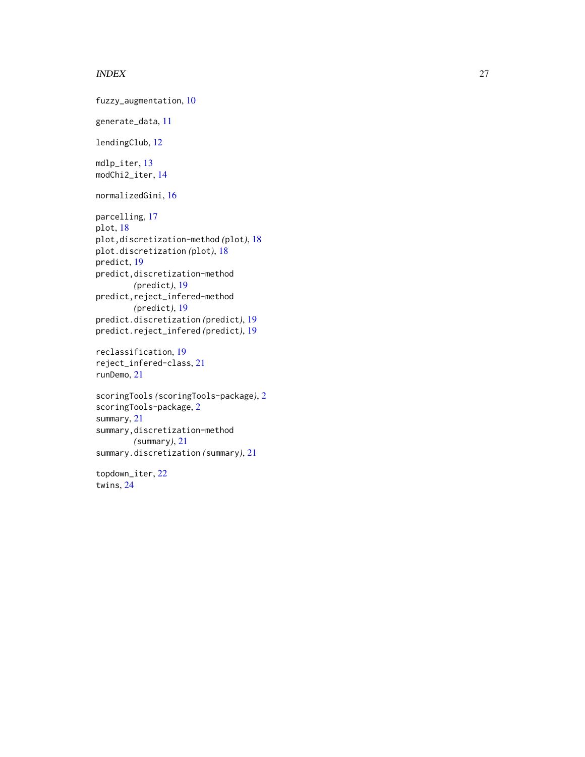fuzzy_augmentation, 10

generate_data, 11

lendingClub, 12

mdlp_iter, 13
modChi2_iter, 14

normalizedGini, 16

parcelling, 17
plot, 18
plot,discretization-method *(*plot*)*, 18
plot.discretization *(*plot*)*, 18
predict, 19
predict,discretization-method
        *(*predict*)*, 19
predict,reject_infered-method
        *(*predict*)*, 19
predict.discretization *(*predict*)*, 19
predict.reject_infered *(*predict*)*, 19

reclassification, 19
reject_infered-class, 21
runDemo, 21

scoringTools *(*scoringTools-package*)*, 2
scoringTools-package, 2
summary, 21
summary,discretization-method
        *(*summary*)*, 21
summary.discretization *(*summary*)*, 21

topdown_iter, 22
twins, 24